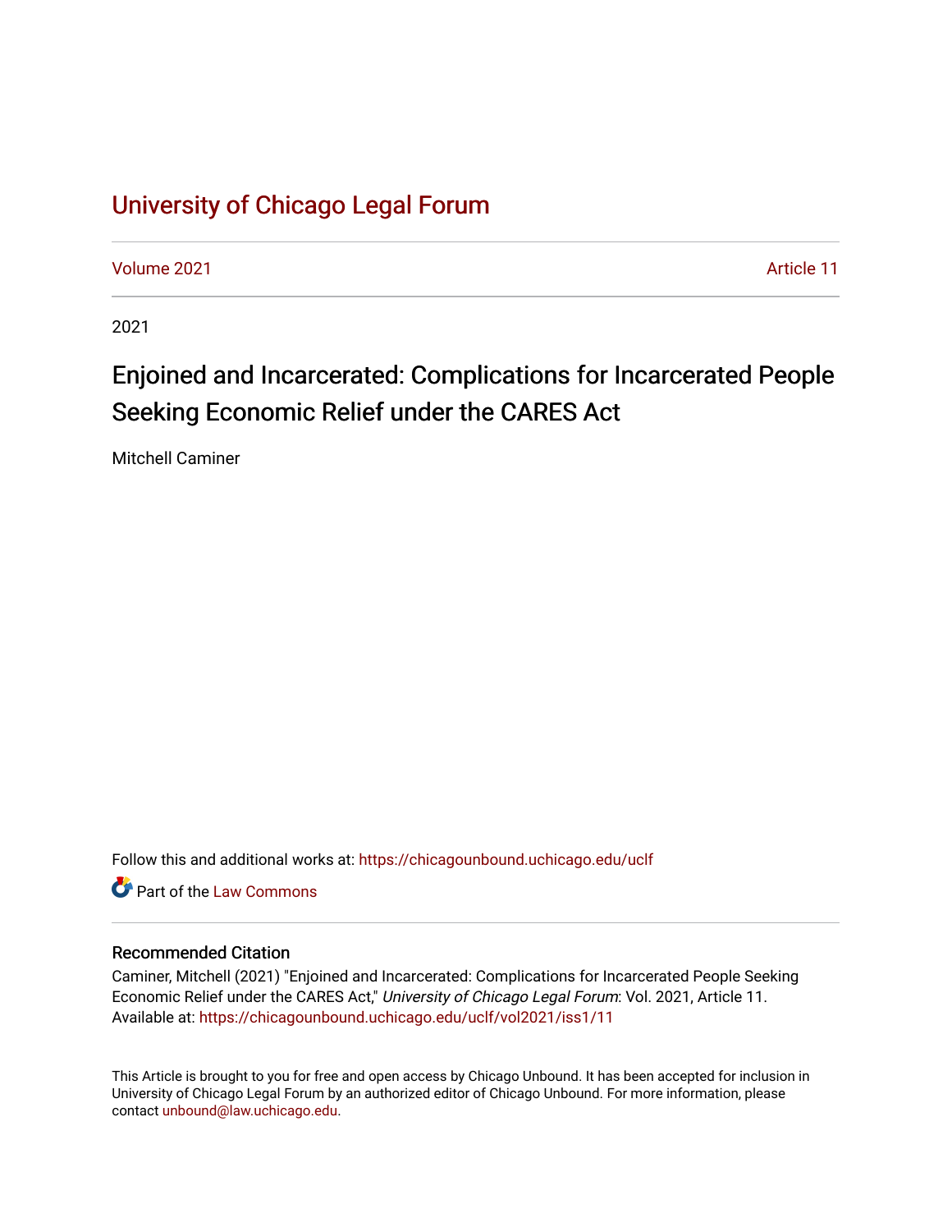# University of Chicago Legal Forum

Volume 2021 Article 11

2021

## Enjoined and Incarcerated: Complications for Incarcerated People Seeking Economic Relief under the CARES Act

Mitchell Caminer

Follow this and additional works at: https://chicagounbound.uchicago.edu/uclf

Part of the Law Commons

### Recommended Citation

Caminer, Mitchell (2021) "Enjoined and Incarcerated: Complications for Incarcerated People Seeking Economic Relief under the CARES Act," *University of Chicago Legal Forum*: Vol. 2021, Article 11.
Available at: https://chicagounbound.uchicago.edu/uclf/vol2021/iss1/11

This Article is brought to you for free and open access by Chicago Unbound. It has been accepted for inclusion in University of Chicago Legal Forum by an authorized editor of Chicago Unbound. For more information, please contact unbound@law.uchicago.edu.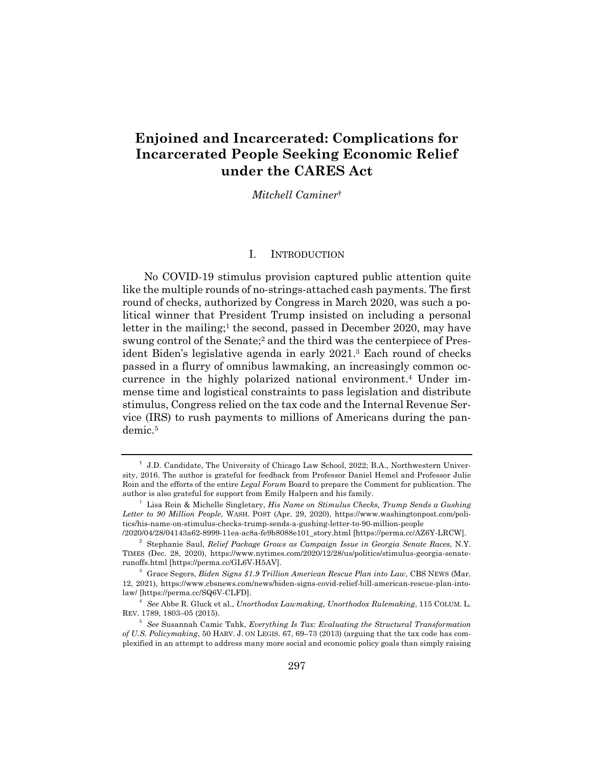# Enjoined and Incarcerated: Complications for Incarcerated People Seeking Economic Relief under the CARES Act

*Mitchell Caminer*†

## I. INTRODUCTION

No COVID-19 stimulus provision captured public attention quite like the multiple rounds of no-strings-attached cash payments. The first round of checks, authorized by Congress in March 2020, was such a political winner that President Trump insisted on including a personal letter in the mailing;[1] the second, passed in December 2020, may have swung control of the Senate;[2] and the third was the centerpiece of President Biden's legislative agenda in early 2021.[3] Each round of checks passed in a flurry of omnibus lawmaking, an increasingly common occurrence in the highly polarized national environment.[4] Under immense time and logistical constraints to pass legislation and distribute stimulus, Congress relied on the tax code and the Internal Revenue Service (IRS) to rush payments to millions of Americans during the pandemic.[5]

---

† J.D. Candidate, The University of Chicago Law School, 2022; B.A., Northwestern University, 2016. The author is grateful for feedback from Professor Daniel Hemel and Professor Julie Roin and the efforts of the entire *Legal Forum* Board to prepare the Comment for publication. The author is also grateful for support from Emily Halpern and his family.

[1] Lisa Rein & Michelle Singletary, *His Name on Stimulus Checks, Trump Sends a Gushing Letter to 90 Million People*, WASH. POST (Apr. 29, 2020), https://www.washingtonpost.com/politics/his-name-on-stimulus-checks-trump-sends-a-gushing-letter-to-90-million-people/2020/04/28/04143a62-8999-11ea-ac8a-fe9b8088e101_story.html [https://perma.cc/AZ6Y-LRCW].

[2] Stephanie Saul, *Relief Package Grows as Campaign Issue in Georgia Senate Races*, N.Y. TIMES (Dec. 28, 2020), https://www.nytimes.com/2020/12/28/us/politics/stimulus-georgia-senate-runoffs.html [https://perma.cc/GL6V-H5AV].

[3] Grace Segers, *Biden Signs $1.9 Trillion American Rescue Plan into Law*, CBS NEWS (Mar. 12, 2021), https://www.cbsnews.com/news/biden-signs-covid-relief-bill-american-rescue-plan-into-law/ [https://perma.cc/SQ6V-CLFD].

[4] *See* Abbe R. Gluck et al., *Unorthodox Lawmaking, Unorthodox Rulemaking*, 115 COLUM. L. REV. 1789, 1803–05 (2015).

[5] *See* Susannah Camic Tahk, *Everything Is Tax: Evaluating the Structural Transformation of U.S. Policymaking*, 50 HARV. J. ON LEGIS. 67, 69–73 (2013) (arguing that the tax code has complexified in an attempt to address many more social and economic policy goals than simply raising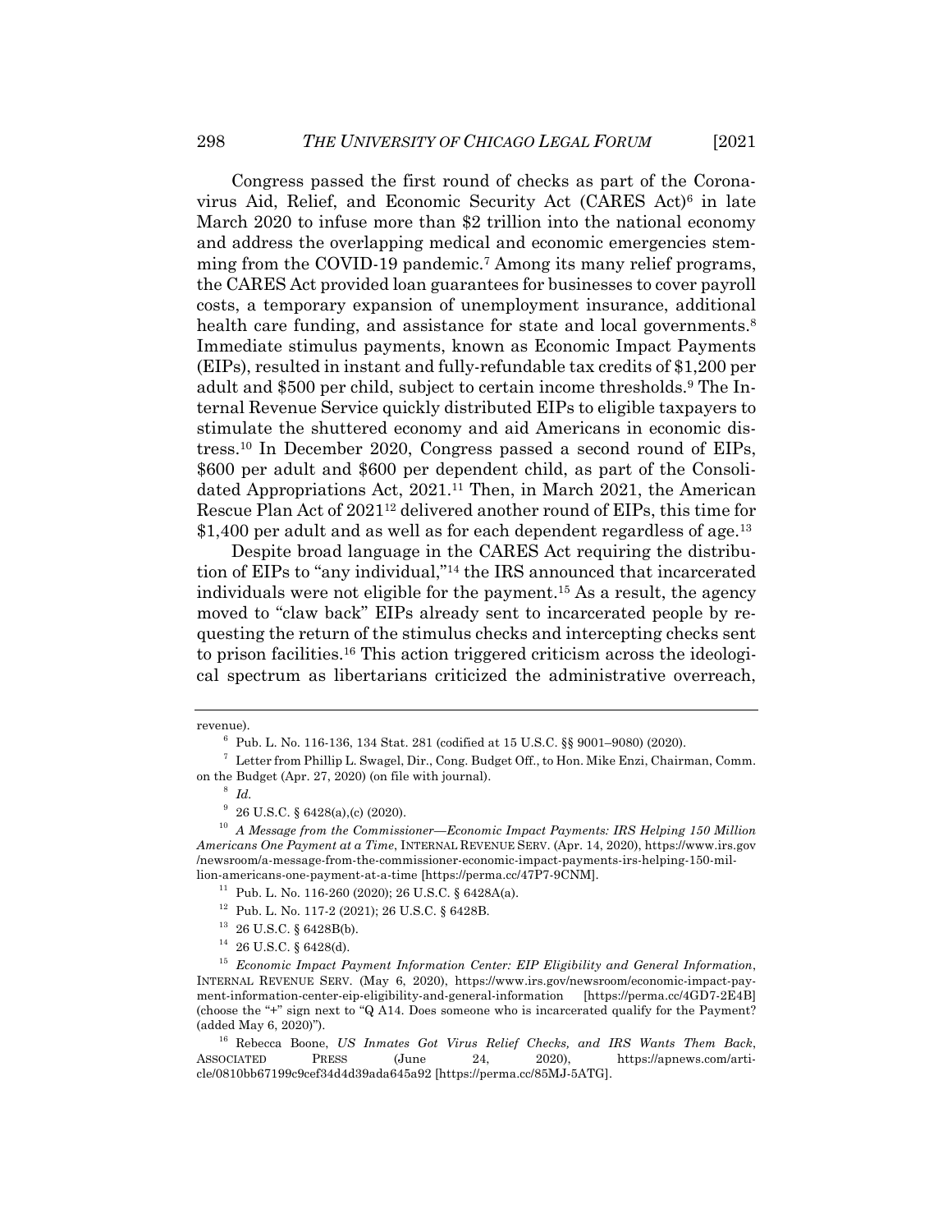Congress passed the first round of checks as part of the Coronavirus Aid, Relief, and Economic Security Act (CARES Act)[6] in late March 2020 to infuse more than $2 trillion into the national economy and address the overlapping medical and economic emergencies stemming from the COVID-19 pandemic.[7] Among its many relief programs, the CARES Act provided loan guarantees for businesses to cover payroll costs, a temporary expansion of unemployment insurance, additional health care funding, and assistance for state and local governments.[8] Immediate stimulus payments, known as Economic Impact Payments (EIPs), resulted in instant and fully-refundable tax credits of $1,200 per adult and $500 per child, subject to certain income thresholds.[9] The Internal Revenue Service quickly distributed EIPs to eligible taxpayers to stimulate the shuttered economy and aid Americans in economic distress.[10] In December 2020, Congress passed a second round of EIPs, $600 per adult and $600 per dependent child, as part of the Consolidated Appropriations Act, 2021.[11] Then, in March 2021, the American Rescue Plan Act of 2021[12] delivered another round of EIPs, this time for $1,400 per adult and as well as for each dependent regardless of age.[13]

Despite broad language in the CARES Act requiring the distribution of EIPs to "any individual,"[14] the IRS announced that incarcerated individuals were not eligible for the payment.[15] As a result, the agency moved to "claw back" EIPs already sent to incarcerated people by requesting the return of the stimulus checks and intercepting checks sent to prison facilities.[16] This action triggered criticism across the ideological spectrum as libertarians criticized the administrative overreach,

---

revenue).

[6] Pub. L. No. 116-136, 134 Stat. 281 (codified at 15 U.S.C. §§ 9001–9080) (2020).

[7] Letter from Phillip L. Swagel, Dir., Cong. Budget Off., to Hon. Mike Enzi, Chairman, Comm. on the Budget (Apr. 27, 2020) (on file with journal).

[8] *Id.*

[9] 26 U.S.C. § 6428(a),(c) (2020).

[10] *A Message from the Commissioner—Economic Impact Payments: IRS Helping 150 Million Americans One Payment at a Time*, INTERNAL REVENUE SERV. (Apr. 14, 2020), https://www.irs.gov/newsroom/a-message-from-the-commissioner-economic-impact-payments-irs-helping-150-million-americans-one-payment-at-a-time [https://perma.cc/47P7-9CNM].

[11] Pub. L. No. 116-260 (2020); 26 U.S.C. § 6428A(a).

[12] Pub. L. No. 117-2 (2021); 26 U.S.C. § 6428B.

[13] 26 U.S.C. § 6428B(b).

[14] 26 U.S.C. § 6428(d).

[15] *Economic Impact Payment Information Center: EIP Eligibility and General Information*, INTERNAL REVENUE SERV. (May 6, 2020), https://www.irs.gov/newsroom/economic-impact-payment-information-center-eip-eligibility-and-general-information [https://perma.cc/4GD7-2E4B] (choose the "+" sign next to "Q A14. Does someone who is incarcerated qualify for the Payment? (added May 6, 2020)").

[16] Rebecca Boone, *US Inmates Got Virus Relief Checks, and IRS Wants Them Back*, ASSOCIATED PRESS (June 24, 2020), https://apnews.com/article/0810bb67199c9cef34d4d39ada645a92 [https://perma.cc/85MJ-5ATG].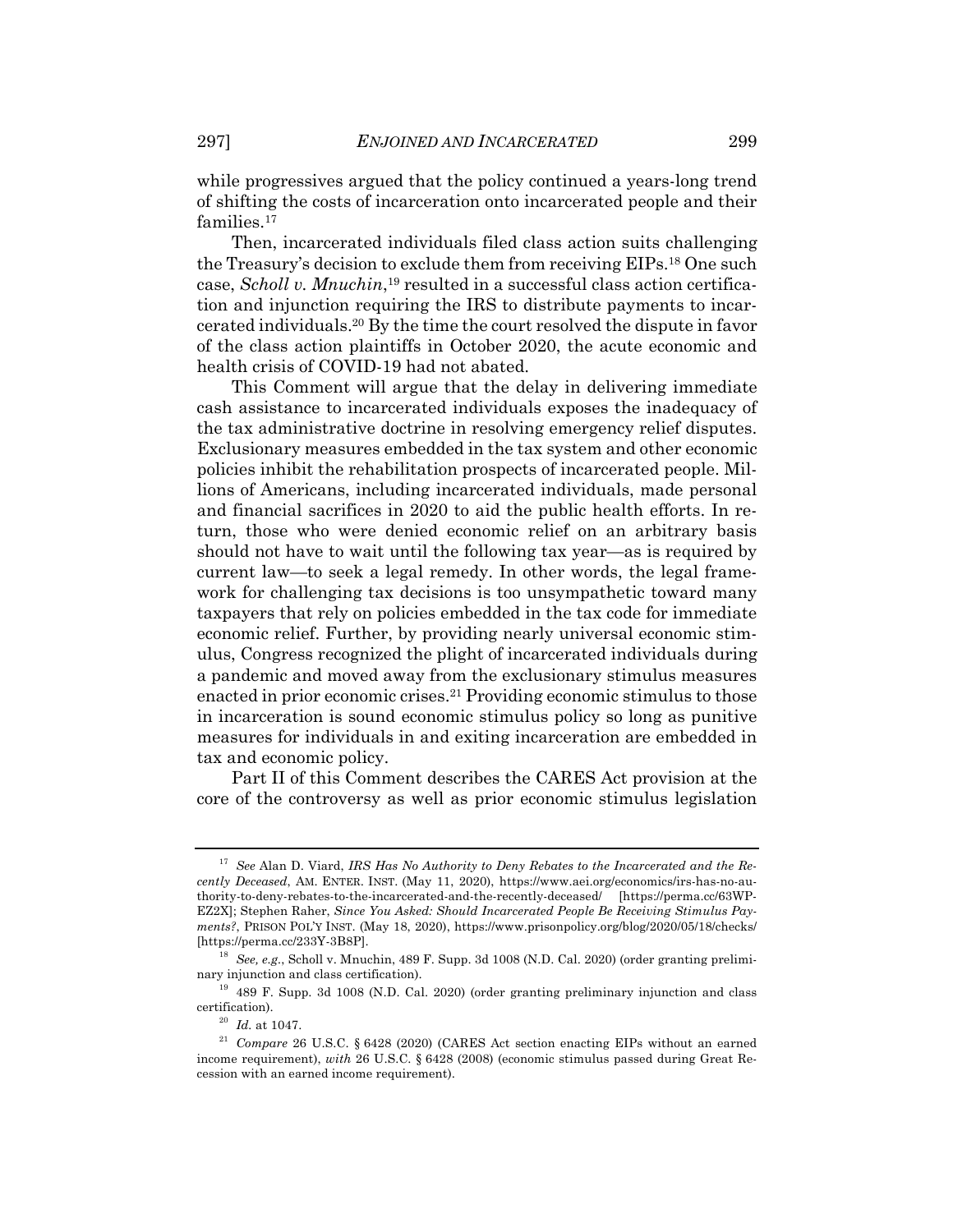while progressives argued that the policy continued a years-long trend of shifting the costs of incarceration onto incarcerated people and their families.[17]

Then, incarcerated individuals filed class action suits challenging the Treasury's decision to exclude them from receiving EIPs.[18] One such case, *Scholl v. Mnuchin*,[19] resulted in a successful class action certification and injunction requiring the IRS to distribute payments to incarcerated individuals.[20] By the time the court resolved the dispute in favor of the class action plaintiffs in October 2020, the acute economic and health crisis of COVID-19 had not abated.

This Comment will argue that the delay in delivering immediate cash assistance to incarcerated individuals exposes the inadequacy of the tax administrative doctrine in resolving emergency relief disputes. Exclusionary measures embedded in the tax system and other economic policies inhibit the rehabilitation prospects of incarcerated people. Millions of Americans, including incarcerated individuals, made personal and financial sacrifices in 2020 to aid the public health efforts. In return, those who were denied economic relief on an arbitrary basis should not have to wait until the following tax year—as is required by current law—to seek a legal remedy. In other words, the legal framework for challenging tax decisions is too unsympathetic toward many taxpayers that rely on policies embedded in the tax code for immediate economic relief. Further, by providing nearly universal economic stimulus, Congress recognized the plight of incarcerated individuals during a pandemic and moved away from the exclusionary stimulus measures enacted in prior economic crises.[21] Providing economic stimulus to those in incarceration is sound economic stimulus policy so long as punitive measures for individuals in and exiting incarceration are embedded in tax and economic policy.

Part II of this Comment describes the CARES Act provision at the core of the controversy as well as prior economic stimulus legislation

---

[17] *See* Alan D. Viard, *IRS Has No Authority to Deny Rebates to the Incarcerated and the Recently Deceased*, AM. ENTER. INST. (May 11, 2020), https://www.aei.org/economics/irs-has-no-authority-to-deny-rebates-to-the-incarcerated-and-the-recently-deceased/ [https://perma.cc/63WP-EZ2X]; Stephen Raher, *Since You Asked: Should Incarcerated People Be Receiving Stimulus Payments?*, PRISON POL'Y INST. (May 18, 2020), https://www.prisonpolicy.org/blog/2020/05/18/checks/ [https://perma.cc/233Y-3B8P].

[18] *See, e.g.*, Scholl v. Mnuchin, 489 F. Supp. 3d 1008 (N.D. Cal. 2020) (order granting preliminary injunction and class certification).

[19] 489 F. Supp. 3d 1008 (N.D. Cal. 2020) (order granting preliminary injunction and class certification).

[20] *Id.* at 1047.

[21] *Compare* 26 U.S.C. § 6428 (2020) (CARES Act section enacting EIPs without an earned income requirement), *with* 26 U.S.C. § 6428 (2008) (economic stimulus passed during Great Recession with an earned income requirement).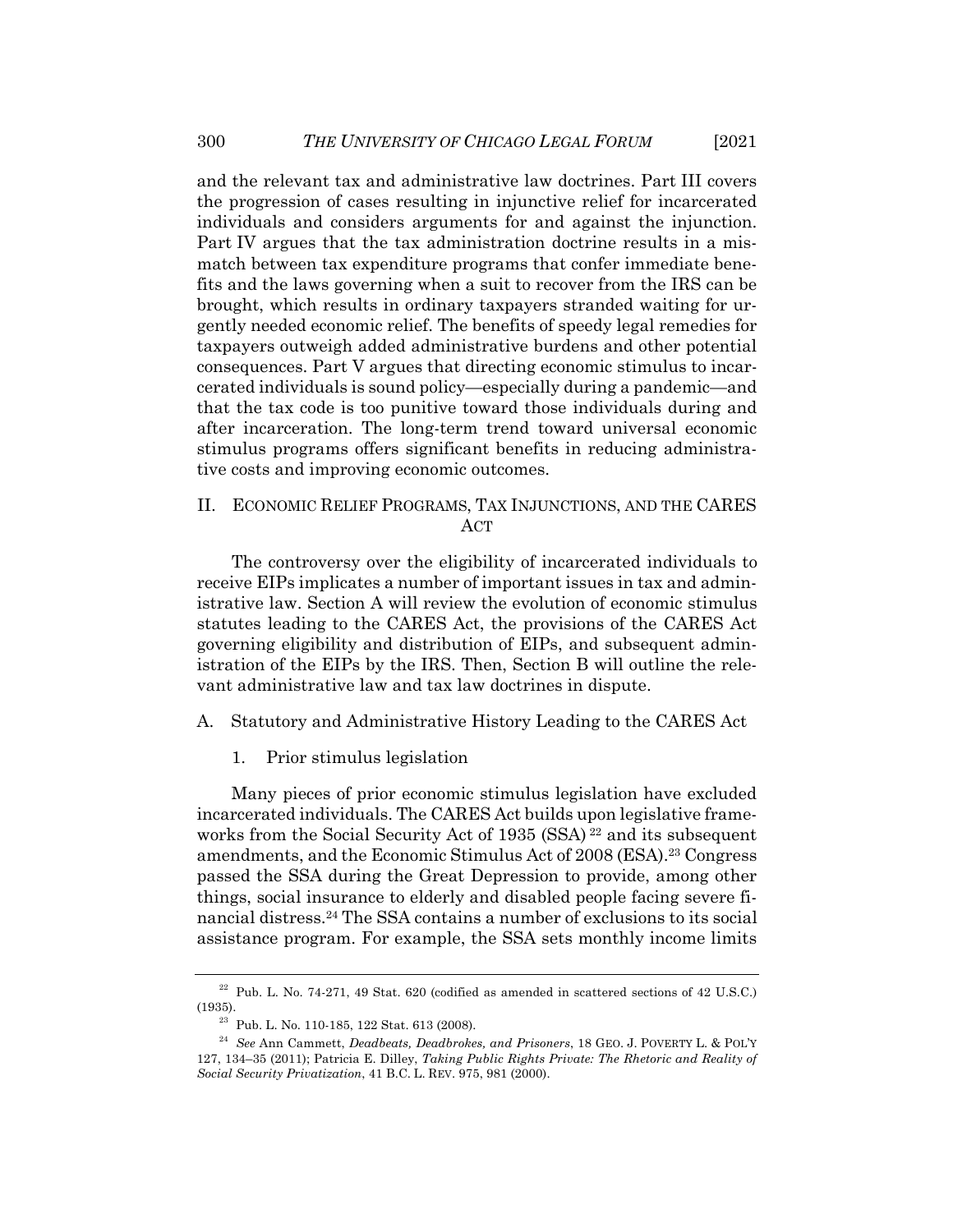and the relevant tax and administrative law doctrines. Part III covers the progression of cases resulting in injunctive relief for incarcerated individuals and considers arguments for and against the injunction. Part IV argues that the tax administration doctrine results in a mismatch between tax expenditure programs that confer immediate benefits and the laws governing when a suit to recover from the IRS can be brought, which results in ordinary taxpayers stranded waiting for urgently needed economic relief. The benefits of speedy legal remedies for taxpayers outweigh added administrative burdens and other potential consequences. Part V argues that directing economic stimulus to incarcerated individuals is sound policy—especially during a pandemic—and that the tax code is too punitive toward those individuals during and after incarceration. The long-term trend toward universal economic stimulus programs offers significant benefits in reducing administrative costs and improving economic outcomes.

## II. ECONOMIC RELIEF PROGRAMS, TAX INJUNCTIONS, AND THE CARES ACT

The controversy over the eligibility of incarcerated individuals to receive EIPs implicates a number of important issues in tax and administrative law. Section A will review the evolution of economic stimulus statutes leading to the CARES Act, the provisions of the CARES Act governing eligibility and distribution of EIPs, and subsequent administration of the EIPs by the IRS. Then, Section B will outline the relevant administrative law and tax law doctrines in dispute.

### A. Statutory and Administrative History Leading to the CARES Act

#### 1. Prior stimulus legislation

Many pieces of prior economic stimulus legislation have excluded incarcerated individuals. The CARES Act builds upon legislative frameworks from the Social Security Act of 1935 (SSA) [22] and its subsequent amendments, and the Economic Stimulus Act of 2008 (ESA).[23] Congress passed the SSA during the Great Depression to provide, among other things, social insurance to elderly and disabled people facing severe financial distress.[24] The SSA contains a number of exclusions to its social assistance program. For example, the SSA sets monthly income limits

---

[22] Pub. L. No. 74-271, 49 Stat. 620 (codified as amended in scattered sections of 42 U.S.C.) (1935).

[23] Pub. L. No. 110-185, 122 Stat. 613 (2008).

[24] *See* Ann Cammett, *Deadbeats, Deadbrokes, and Prisoners*, 18 GEO. J. POVERTY L. & POL'Y 127, 134–35 (2011); Patricia E. Dilley, *Taking Public Rights Private: The Rhetoric and Reality of Social Security Privatization*, 41 B.C. L. REV. 975, 981 (2000).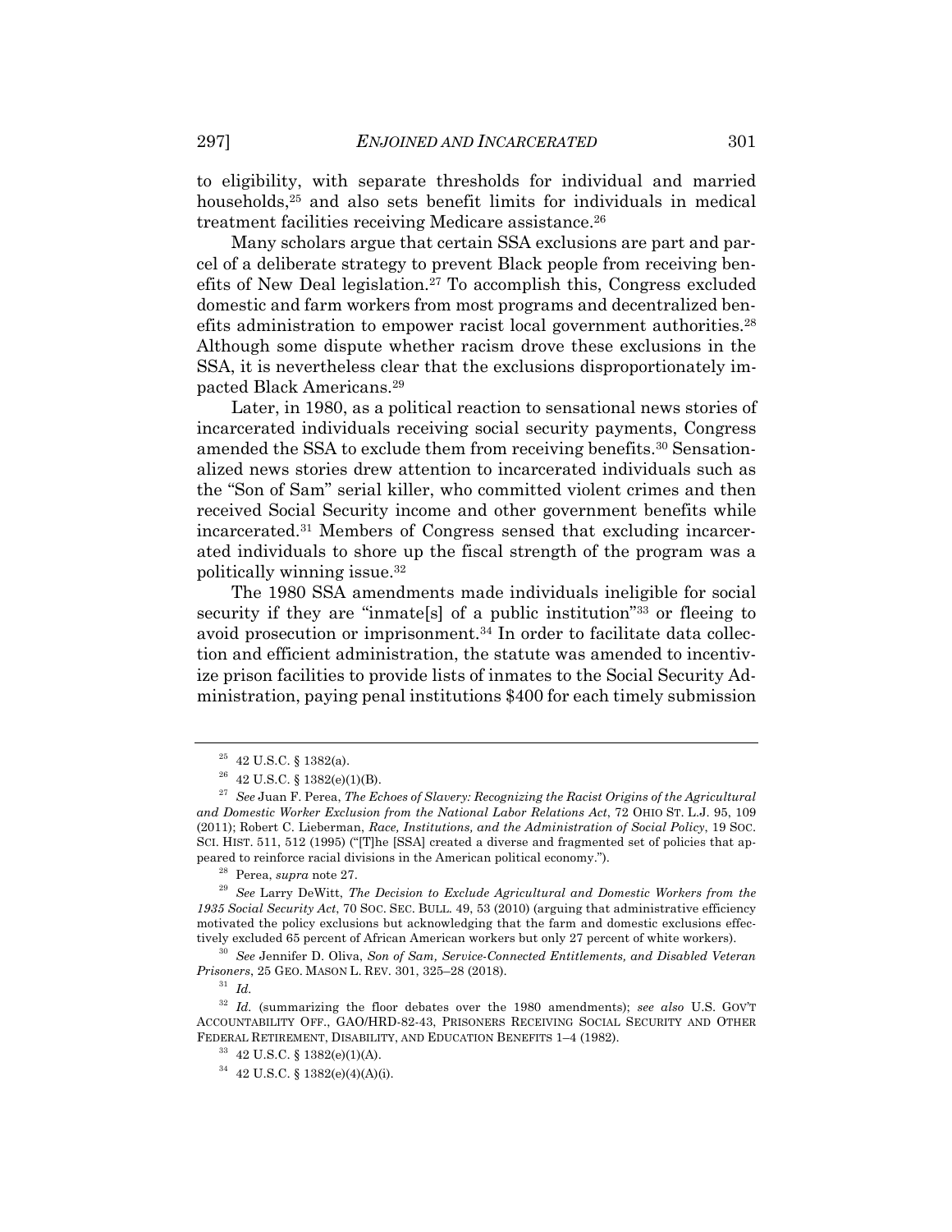to eligibility, with separate thresholds for individual and married households,[25] and also sets benefit limits for individuals in medical treatment facilities receiving Medicare assistance.[26]

Many scholars argue that certain SSA exclusions are part and parcel of a deliberate strategy to prevent Black people from receiving benefits of New Deal legislation.[27] To accomplish this, Congress excluded domestic and farm workers from most programs and decentralized benefits administration to empower racist local government authorities.[28] Although some dispute whether racism drove these exclusions in the SSA, it is nevertheless clear that the exclusions disproportionately impacted Black Americans.[29]

Later, in 1980, as a political reaction to sensational news stories of incarcerated individuals receiving social security payments, Congress amended the SSA to exclude them from receiving benefits.[30] Sensationalized news stories drew attention to incarcerated individuals such as the "Son of Sam" serial killer, who committed violent crimes and then received Social Security income and other government benefits while incarcerated.[31] Members of Congress sensed that excluding incarcerated individuals to shore up the fiscal strength of the program was a politically winning issue.[32]

The 1980 SSA amendments made individuals ineligible for social security if they are "inmate[s] of a public institution"[33] or fleeing to avoid prosecution or imprisonment.[34] In order to facilitate data collection and efficient administration, the statute was amended to incentivize prison facilities to provide lists of inmates to the Social Security Administration, paying penal institutions $400 for each timely submission

---

[25] 42 U.S.C. § 1382(a).

[26] 42 U.S.C. § 1382(e)(1)(B).

[27] *See* Juan F. Perea, *The Echoes of Slavery: Recognizing the Racist Origins of the Agricultural and Domestic Worker Exclusion from the National Labor Relations Act*, 72 OHIO ST. L.J. 95, 109 (2011); Robert C. Lieberman, *Race, Institutions, and the Administration of Social Policy*, 19 SOC. SCI. HIST. 511, 512 (1995) ("[T]he [SSA] created a diverse and fragmented set of policies that appeared to reinforce racial divisions in the American political economy.").

[28] Perea, *supra* note 27.

[29] *See* Larry DeWitt, *The Decision to Exclude Agricultural and Domestic Workers from the 1935 Social Security Act*, 70 SOC. SEC. BULL. 49, 53 (2010) (arguing that administrative efficiency motivated the policy exclusions but acknowledging that the farm and domestic exclusions effectively excluded 65 percent of African American workers but only 27 percent of white workers).

[30] *See* Jennifer D. Oliva, *Son of Sam, Service-Connected Entitlements, and Disabled Veteran Prisoners*, 25 GEO. MASON L. REV. 301, 325–28 (2018).

[31] *Id.*

[32] *Id.* (summarizing the floor debates over the 1980 amendments); *see also* U.S. GOV'T ACCOUNTABILITY OFF., GAO/HRD-82-43, PRISONERS RECEIVING SOCIAL SECURITY AND OTHER FEDERAL RETIREMENT, DISABILITY, AND EDUCATION BENEFITS 1–4 (1982).

[33] 42 U.S.C. § 1382(e)(1)(A).

[34] 42 U.S.C. § 1382(e)(4)(A)(i).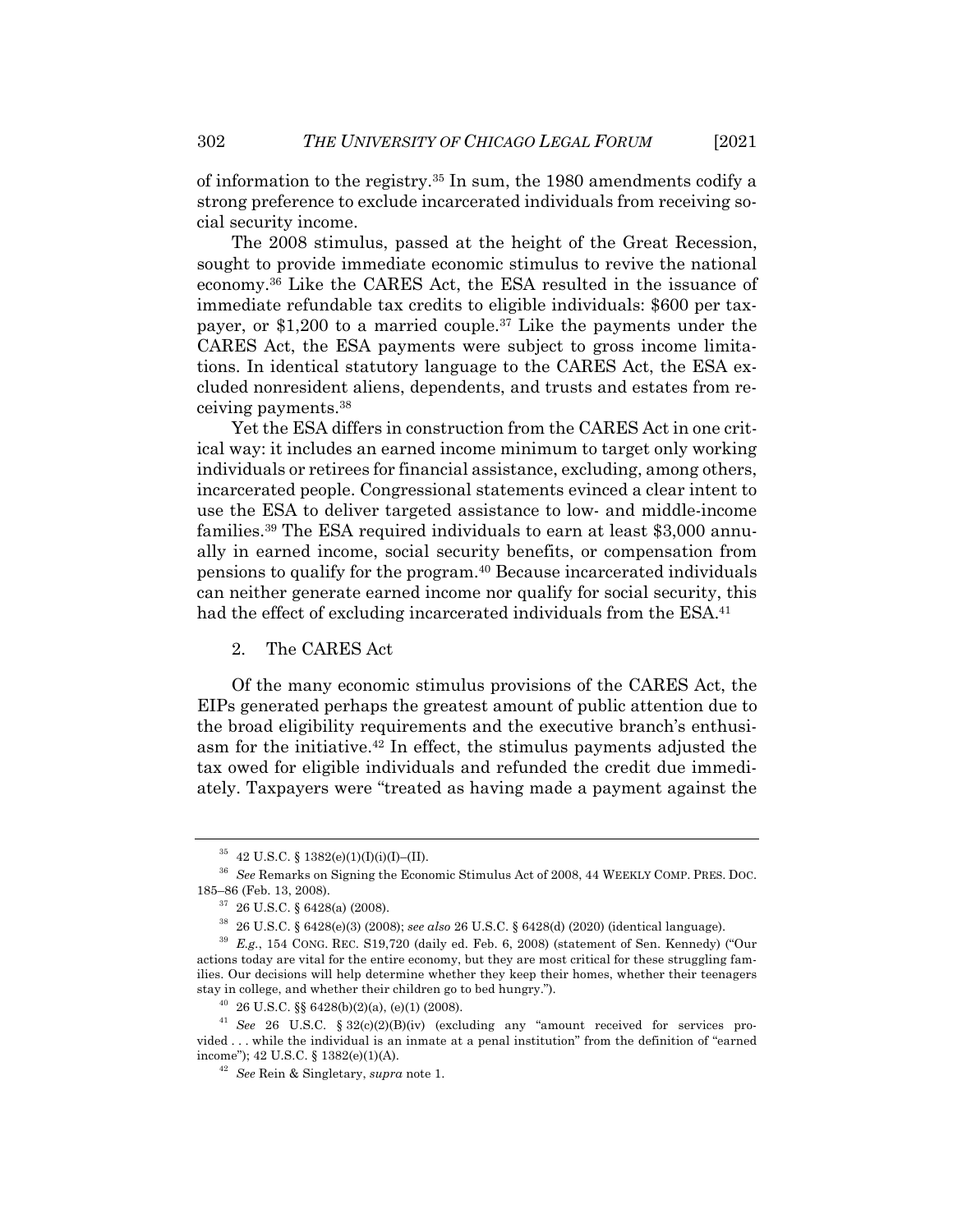of information to the registry.[35] In sum, the 1980 amendments codify a strong preference to exclude incarcerated individuals from receiving social security income.

The 2008 stimulus, passed at the height of the Great Recession, sought to provide immediate economic stimulus to revive the national economy.[36] Like the CARES Act, the ESA resulted in the issuance of immediate refundable tax credits to eligible individuals: $600 per taxpayer, or $1,200 to a married couple.[37] Like the payments under the CARES Act, the ESA payments were subject to gross income limitations. In identical statutory language to the CARES Act, the ESA excluded nonresident aliens, dependents, and trusts and estates from receiving payments.[38]

Yet the ESA differs in construction from the CARES Act in one critical way: it includes an earned income minimum to target only working individuals or retirees for financial assistance, excluding, among others, incarcerated people. Congressional statements evinced a clear intent to use the ESA to deliver targeted assistance to low- and middle-income families.[39] The ESA required individuals to earn at least $3,000 annually in earned income, social security benefits, or compensation from pensions to qualify for the program.[40] Because incarcerated individuals can neither generate earned income nor qualify for social security, this had the effect of excluding incarcerated individuals from the ESA.[41]

### 2. The CARES Act

Of the many economic stimulus provisions of the CARES Act, the EIPs generated perhaps the greatest amount of public attention due to the broad eligibility requirements and the executive branch's enthusiasm for the initiative.[42] In effect, the stimulus payments adjusted the tax owed for eligible individuals and refunded the credit due immediately. Taxpayers were "treated as having made a payment against the

---

[35] 42 U.S.C. § 1382(e)(1)(I)(i)(I)–(II).

[36] *See* Remarks on Signing the Economic Stimulus Act of 2008, 44 WEEKLY COMP. PRES. DOC. 185–86 (Feb. 13, 2008).

[37] 26 U.S.C. § 6428(a) (2008).

[38] 26 U.S.C. § 6428(e)(3) (2008); *see also* 26 U.S.C. § 6428(d) (2020) (identical language).

[39] *E.g.*, 154 CONG. REC. S19,720 (daily ed. Feb. 6, 2008) (statement of Sen. Kennedy) ("Our actions today are vital for the entire economy, but they are most critical for these struggling families. Our decisions will help determine whether they keep their homes, whether their teenagers stay in college, and whether their children go to bed hungry.").

[40] 26 U.S.C. §§ 6428(b)(2)(a), (e)(1) (2008).

[41] *See* 26 U.S.C. § 32(c)(2)(B)(iv) (excluding any "amount received for services provided . . . while the individual is an inmate at a penal institution" from the definition of "earned income"); 42 U.S.C. § 1382(e)(1)(A).

[42] *See* Rein & Singletary, *supra* note 1.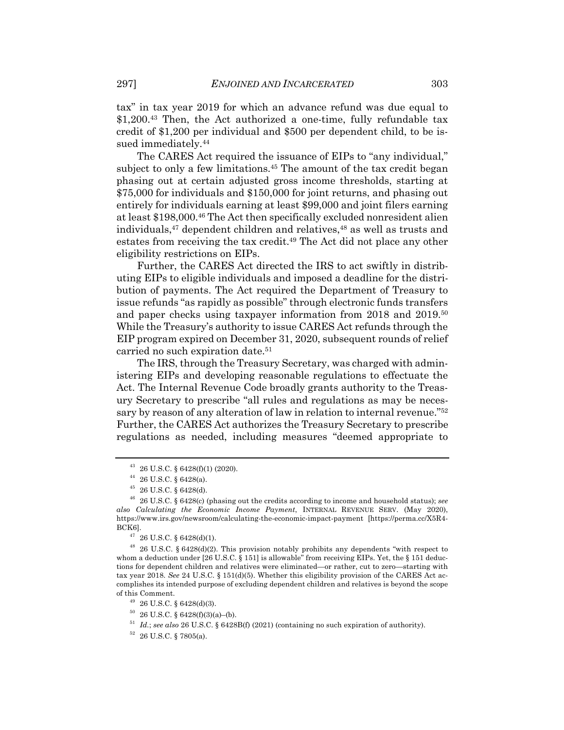tax" in tax year 2019 for which an advance refund was due equal to $1,200.[43] Then, the Act authorized a one-time, fully refundable tax credit of $1,200 per individual and $500 per dependent child, to be issued immediately.[44]

The CARES Act required the issuance of EIPs to "any individual," subject to only a few limitations.[45] The amount of the tax credit began phasing out at certain adjusted gross income thresholds, starting at $75,000 for individuals and $150,000 for joint returns, and phasing out entirely for individuals earning at least $99,000 and joint filers earning at least $198,000.[46] The Act then specifically excluded nonresident alien individuals,[47] dependent children and relatives,[48] as well as trusts and estates from receiving the tax credit.[49] The Act did not place any other eligibility restrictions on EIPs.

Further, the CARES Act directed the IRS to act swiftly in distributing EIPs to eligible individuals and imposed a deadline for the distribution of payments. The Act required the Department of Treasury to issue refunds "as rapidly as possible" through electronic funds transfers and paper checks using taxpayer information from 2018 and 2019.[50] While the Treasury's authority to issue CARES Act refunds through the EIP program expired on December 31, 2020, subsequent rounds of relief carried no such expiration date.[51]

The IRS, through the Treasury Secretary, was charged with administering EIPs and developing reasonable regulations to effectuate the Act. The Internal Revenue Code broadly grants authority to the Treasury Secretary to prescribe "all rules and regulations as may be necessary by reason of any alteration of law in relation to internal revenue."[52] Further, the CARES Act authorizes the Treasury Secretary to prescribe regulations as needed, including measures "deemed appropriate to

---

[43] 26 U.S.C. § 6428(f)(1) (2020).

[44] 26 U.S.C. § 6428(a).

[45] 26 U.S.C. § 6428(d).

[46] 26 U.S.C. § 6428(c) (phasing out the credits according to income and household status); *see also Calculating the Economic Income Payment*, INTERNAL REVENUE SERV. (May 2020), https://www.irs.gov/newsroom/calculating-the-economic-impact-payment [https://perma.cc/X5R4-BCK6].

[47] 26 U.S.C. § 6428(d)(1).

[48] 26 U.S.C. § 6428(d)(2). This provision notably prohibits any dependents "with respect to whom a deduction under [26 U.S.C. § 151] is allowable" from receiving EIPs. Yet, the § 151 deductions for dependent children and relatives were eliminated—or rather, cut to zero—starting with tax year 2018. *See* 24 U.S.C. § 151(d)(5). Whether this eligibility provision of the CARES Act accomplishes its intended purpose of excluding dependent children and relatives is beyond the scope of this Comment.

[49] 26 U.S.C. § 6428(d)(3).

[50] 26 U.S.C. § 6428(f)(3)(a)–(b).

[51] *Id.*; *see also* 26 U.S.C. § 6428B(f) (2021) (containing no such expiration of authority).

[52] 26 U.S.C. § 7805(a).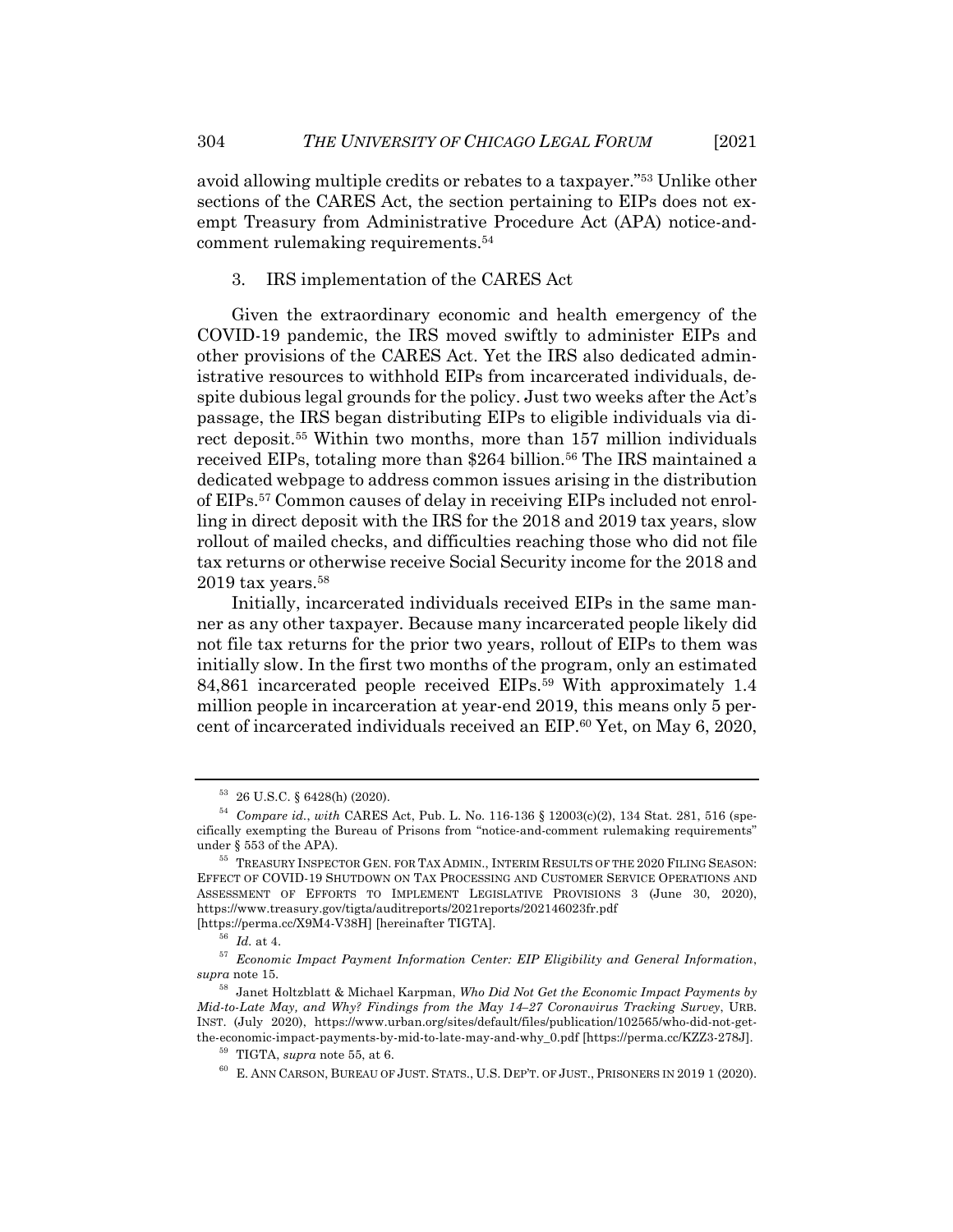avoid allowing multiple credits or rebates to a taxpayer."[53] Unlike other sections of the CARES Act, the section pertaining to EIPs does not exempt Treasury from Administrative Procedure Act (APA) notice-and-comment rulemaking requirements.[54]

3. IRS implementation of the CARES Act

Given the extraordinary economic and health emergency of the COVID-19 pandemic, the IRS moved swiftly to administer EIPs and other provisions of the CARES Act. Yet the IRS also dedicated administrative resources to withhold EIPs from incarcerated individuals, despite dubious legal grounds for the policy. Just two weeks after the Act's passage, the IRS began distributing EIPs to eligible individuals via direct deposit.[55] Within two months, more than 157 million individuals received EIPs, totaling more than $264 billion.[56] The IRS maintained a dedicated webpage to address common issues arising in the distribution of EIPs.[57] Common causes of delay in receiving EIPs included not enrolling in direct deposit with the IRS for the 2018 and 2019 tax years, slow rollout of mailed checks, and difficulties reaching those who did not file tax returns or otherwise receive Social Security income for the 2018 and 2019 tax years.[58]

Initially, incarcerated individuals received EIPs in the same manner as any other taxpayer. Because many incarcerated people likely did not file tax returns for the prior two years, rollout of EIPs to them was initially slow. In the first two months of the program, only an estimated 84,861 incarcerated people received EIPs.[59] With approximately 1.4 million people in incarceration at year-end 2019, this means only 5 percent of incarcerated individuals received an EIP.[60] Yet, on May 6, 2020,

---

[53] 26 U.S.C. § 6428(h) (2020).

[54] *Compare id.*, *with* CARES Act, Pub. L. No. 116-136 § 12003(c)(2), 134 Stat. 281, 516 (specifically exempting the Bureau of Prisons from "notice-and-comment rulemaking requirements" under § 553 of the APA).

[55] TREASURY INSPECTOR GEN. FOR TAX ADMIN., INTERIM RESULTS OF THE 2020 FILING SEASON: EFFECT OF COVID-19 SHUTDOWN ON TAX PROCESSING AND CUSTOMER SERVICE OPERATIONS AND ASSESSMENT OF EFFORTS TO IMPLEMENT LEGISLATIVE PROVISIONS 3 (June 30, 2020), https://www.treasury.gov/tigta/auditreports/2021reports/202146023fr.pdf [https://perma.cc/X9M4-V38H] [hereinafter TIGTA].

[56] *Id.* at 4.

[57] *Economic Impact Payment Information Center: EIP Eligibility and General Information*, *supra* note 15.

[58] Janet Holtzblatt & Michael Karpman, *Who Did Not Get the Economic Impact Payments by Mid-to-Late May, and Why? Findings from the May 14–27 Coronavirus Tracking Survey*, URB. INST. (July 2020), https://www.urban.org/sites/default/files/publication/102565/who-did-not-get-the-economic-impact-payments-by-mid-to-late-may-and-why_0.pdf [https://perma.cc/KZZ3-278J].

[59] TIGTA, *supra* note 55, at 6.

[60] E. ANN CARSON, BUREAU OF JUST. STATS., U.S. DEP'T. OF JUST., PRISONERS IN 2019 1 (2020).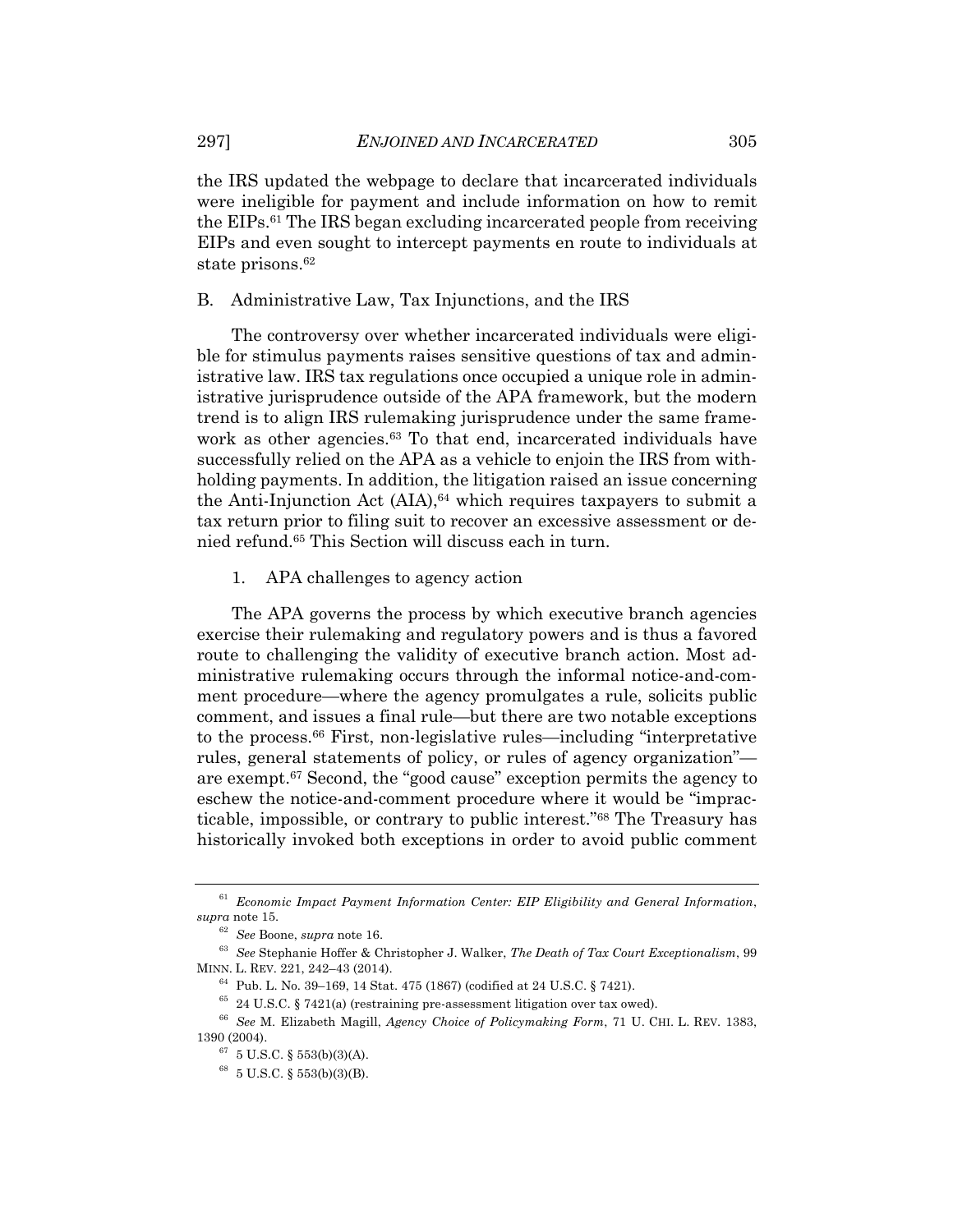the IRS updated the webpage to declare that incarcerated individuals were ineligible for payment and include information on how to remit the EIPs.[61] The IRS began excluding incarcerated people from receiving EIPs and even sought to intercept payments en route to individuals at state prisons.[62]

## B. Administrative Law, Tax Injunctions, and the IRS

The controversy over whether incarcerated individuals were eligible for stimulus payments raises sensitive questions of tax and administrative law. IRS tax regulations once occupied a unique role in administrative jurisprudence outside of the APA framework, but the modern trend is to align IRS rulemaking jurisprudence under the same framework as other agencies.[63] To that end, incarcerated individuals have successfully relied on the APA as a vehicle to enjoin the IRS from withholding payments. In addition, the litigation raised an issue concerning the Anti-Injunction Act (AIA),[64] which requires taxpayers to submit a tax return prior to filing suit to recover an excessive assessment or denied refund.[65] This Section will discuss each in turn.

### 1. APA challenges to agency action

The APA governs the process by which executive branch agencies exercise their rulemaking and regulatory powers and is thus a favored route to challenging the validity of executive branch action. Most administrative rulemaking occurs through the informal notice-and-comment procedure—where the agency promulgates a rule, solicits public comment, and issues a final rule—but there are two notable exceptions to the process.[66] First, non-legislative rules—including "interpretative rules, general statements of policy, or rules of agency organization"—are exempt.[67] Second, the "good cause" exception permits the agency to eschew the notice-and-comment procedure where it would be "impracticable, impossible, or contrary to public interest."[68] The Treasury has historically invoked both exceptions in order to avoid public comment

---

[61] *Economic Impact Payment Information Center: EIP Eligibility and General Information*, *supra* note 15.

[62] *See* Boone, *supra* note 16.

[63] *See* Stephanie Hoffer & Christopher J. Walker, *The Death of Tax Court Exceptionalism*, 99 MINN. L. REV. 221, 242–43 (2014).

[64] Pub. L. No. 39–169, 14 Stat. 475 (1867) (codified at 24 U.S.C. § 7421).

[65] 24 U.S.C. § 7421(a) (restraining pre-assessment litigation over tax owed).

[66] *See* M. Elizabeth Magill, *Agency Choice of Policymaking Form*, 71 U. CHI. L. REV. 1383, 1390 (2004).

[67] 5 U.S.C. § 553(b)(3)(A).

[68] 5 U.S.C. § 553(b)(3)(B).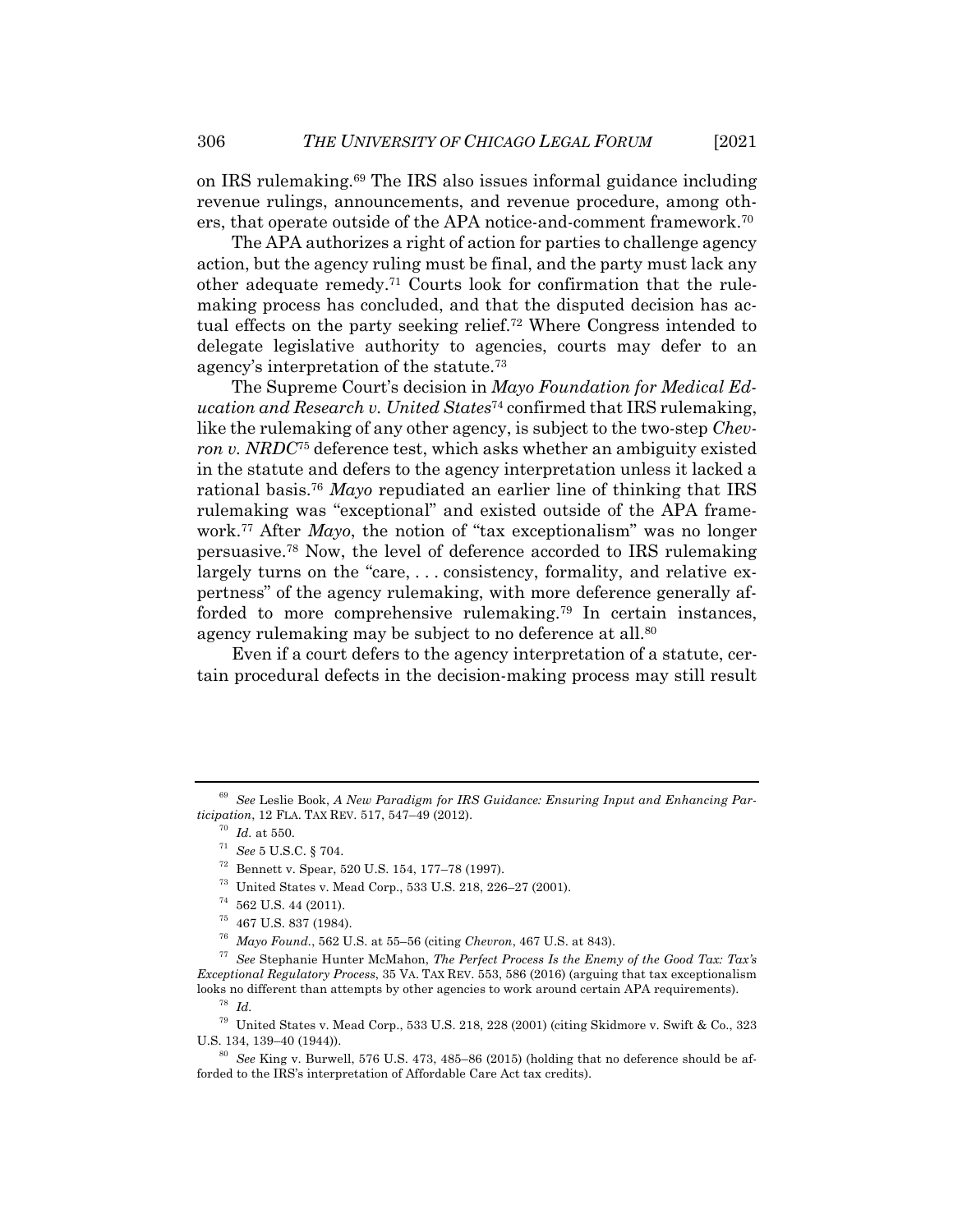on IRS rulemaking.[69] The IRS also issues informal guidance including revenue rulings, announcements, and revenue procedure, among others, that operate outside of the APA notice-and-comment framework.[70]

The APA authorizes a right of action for parties to challenge agency action, but the agency ruling must be final, and the party must lack any other adequate remedy.[71] Courts look for confirmation that the rulemaking process has concluded, and that the disputed decision has actual effects on the party seeking relief.[72] Where Congress intended to delegate legislative authority to agencies, courts may defer to an agency's interpretation of the statute.[73]

The Supreme Court's decision in *Mayo Foundation for Medical Education and Research v. United States*[74] confirmed that IRS rulemaking, like the rulemaking of any other agency, is subject to the two-step *Chevron v. NRDC*[75] deference test, which asks whether an ambiguity existed in the statute and defers to the agency interpretation unless it lacked a rational basis.[76] *Mayo* repudiated an earlier line of thinking that IRS rulemaking was "exceptional" and existed outside of the APA framework.[77] After *Mayo*, the notion of "tax exceptionalism" was no longer persuasive.[78] Now, the level of deference accorded to IRS rulemaking largely turns on the "care, . . . consistency, formality, and relative expertness" of the agency rulemaking, with more deference generally afforded to more comprehensive rulemaking.[79] In certain instances, agency rulemaking may be subject to no deference at all.[80]

Even if a court defers to the agency interpretation of a statute, certain procedural defects in the decision-making process may still result

---

[69] *See* Leslie Book, *A New Paradigm for IRS Guidance: Ensuring Input and Enhancing Participation*, 12 FLA. TAX REV. 517, 547–49 (2012).

[70] *Id.* at 550.

[71] *See* 5 U.S.C. § 704.

[72] Bennett v. Spear, 520 U.S. 154, 177–78 (1997).

[73] United States v. Mead Corp., 533 U.S. 218, 226–27 (2001).

[74] 562 U.S. 44 (2011).

[75] 467 U.S. 837 (1984).

[76] *Mayo Found.*, 562 U.S. at 55–56 (citing *Chevron*, 467 U.S. at 843).

[77] *See* Stephanie Hunter McMahon, *The Perfect Process Is the Enemy of the Good Tax: Tax's Exceptional Regulatory Process*, 35 VA. TAX REV. 553, 586 (2016) (arguing that tax exceptionalism looks no different than attempts by other agencies to work around certain APA requirements).

[78] *Id.*

[79] United States v. Mead Corp., 533 U.S. 218, 228 (2001) (citing Skidmore v. Swift & Co., 323 U.S. 134, 139–40 (1944)).

[80] *See* King v. Burwell, 576 U.S. 473, 485–86 (2015) (holding that no deference should be afforded to the IRS's interpretation of Affordable Care Act tax credits).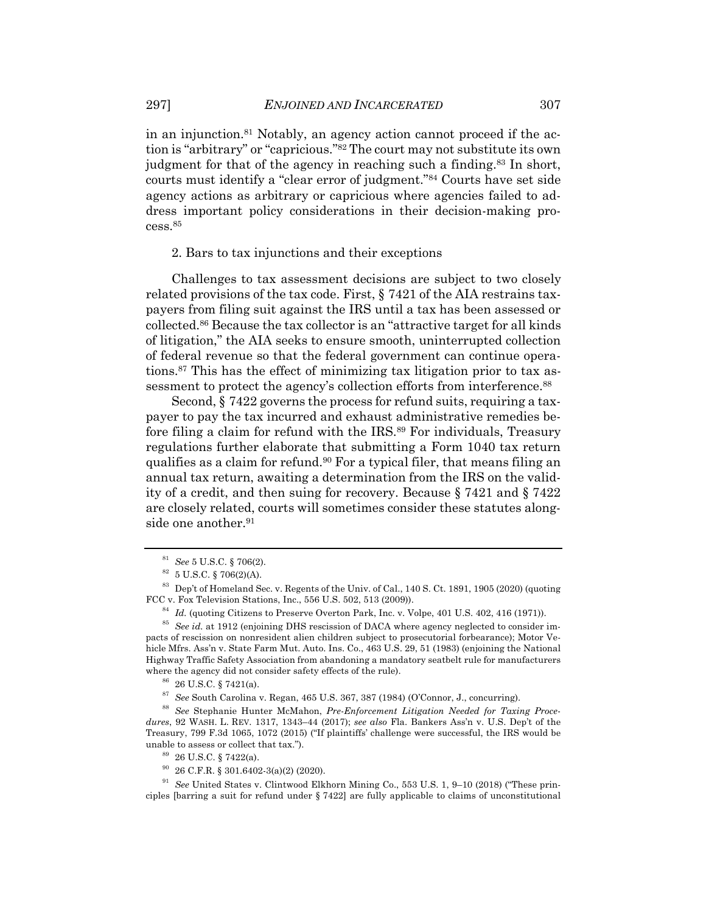in an injunction.[81] Notably, an agency action cannot proceed if the action is "arbitrary" or "capricious."[82] The court may not substitute its own judgment for that of the agency in reaching such a finding.[83] In short, courts must identify a "clear error of judgment."[84] Courts have set side agency actions as arbitrary or capricious where agencies failed to address important policy considerations in their decision-making process.[85]

2. Bars to tax injunctions and their exceptions

Challenges to tax assessment decisions are subject to two closely related provisions of the tax code. First, § 7421 of the AIA restrains taxpayers from filing suit against the IRS until a tax has been assessed or collected.[86] Because the tax collector is an "attractive target for all kinds of litigation," the AIA seeks to ensure smooth, uninterrupted collection of federal revenue so that the federal government can continue operations.[87] This has the effect of minimizing tax litigation prior to tax assessment to protect the agency's collection efforts from interference.[88]

Second, § 7422 governs the process for refund suits, requiring a taxpayer to pay the tax incurred and exhaust administrative remedies before filing a claim for refund with the IRS.[89] For individuals, Treasury regulations further elaborate that submitting a Form 1040 tax return qualifies as a claim for refund.[90] For a typical filer, that means filing an annual tax return, awaiting a determination from the IRS on the validity of a credit, and then suing for recovery. Because § 7421 and § 7422 are closely related, courts will sometimes consider these statutes alongside one another.[91]

---

[81] *See* 5 U.S.C. § 706(2).

[82] 5 U.S.C. § 706(2)(A).

[83] Dep't of Homeland Sec. v. Regents of the Univ. of Cal., 140 S. Ct. 1891, 1905 (2020) (quoting FCC v. Fox Television Stations, Inc., 556 U.S. 502, 513 (2009)).

[84] *Id.* (quoting Citizens to Preserve Overton Park, Inc. v. Volpe, 401 U.S. 402, 416 (1971)).

[85] *See id.* at 1912 (enjoining DHS rescission of DACA where agency neglected to consider impacts of rescission on nonresident alien children subject to prosecutorial forbearance); Motor Vehicle Mfrs. Ass'n v. State Farm Mut. Auto. Ins. Co., 463 U.S. 29, 51 (1983) (enjoining the National Highway Traffic Safety Association from abandoning a mandatory seatbelt rule for manufacturers where the agency did not consider safety effects of the rule).

[86] 26 U.S.C. § 7421(a).

[87] *See* South Carolina v. Regan, 465 U.S. 367, 387 (1984) (O'Connor, J., concurring).

[88] *See* Stephanie Hunter McMahon, *Pre-Enforcement Litigation Needed for Taxing Procedures*, 92 WASH. L. REV. 1317, 1343–44 (2017); *see also* Fla. Bankers Ass'n v. U.S. Dep't of the Treasury, 799 F.3d 1065, 1072 (2015) ("If plaintiffs' challenge were successful, the IRS would be unable to assess or collect that tax.").

[89] 26 U.S.C. § 7422(a).

[90] 26 C.F.R. § 301.6402-3(a)(2) (2020).

[91] *See* United States v. Clintwood Elkhorn Mining Co., 553 U.S. 1, 9–10 (2018) ("These principles [barring a suit for refund under § 7422] are fully applicable to claims of unconstitutional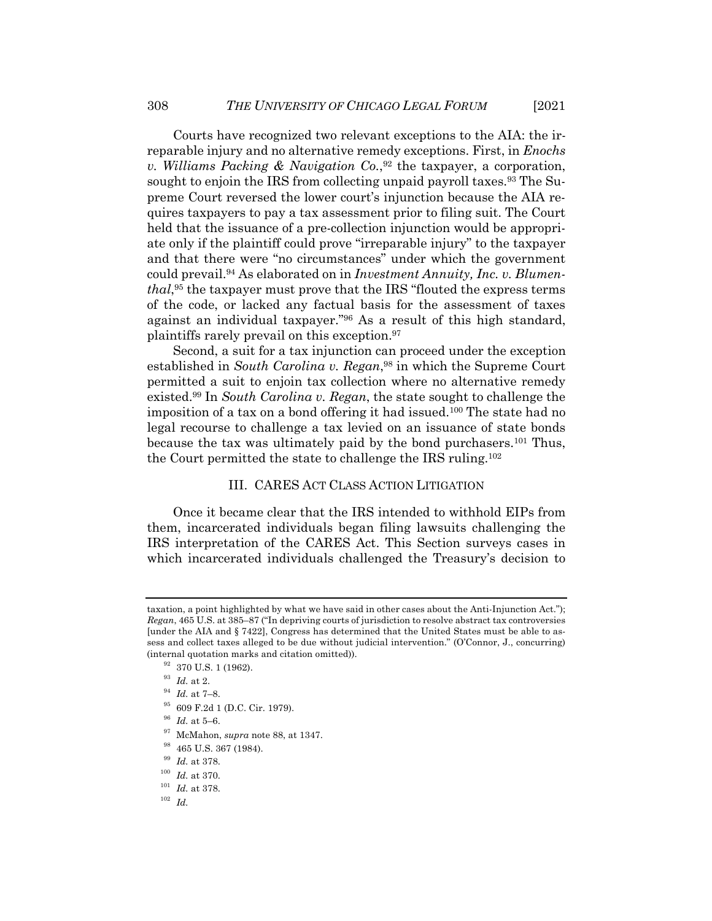Courts have recognized two relevant exceptions to the AIA: the irreparable injury and no alternative remedy exceptions. First, in *Enochs v. Williams Packing & Navigation Co.*,[92] the taxpayer, a corporation, sought to enjoin the IRS from collecting unpaid payroll taxes.[93] The Supreme Court reversed the lower court's injunction because the AIA requires taxpayers to pay a tax assessment prior to filing suit. The Court held that the issuance of a pre-collection injunction would be appropriate only if the plaintiff could prove "irreparable injury" to the taxpayer and that there were "no circumstances" under which the government could prevail.[94] As elaborated on in *Investment Annuity, Inc. v. Blumenthal*,[95] the taxpayer must prove that the IRS "flouted the express terms of the code, or lacked any factual basis for the assessment of taxes against an individual taxpayer."[96] As a result of this high standard, plaintiffs rarely prevail on this exception.[97]

Second, a suit for a tax injunction can proceed under the exception established in *South Carolina v. Regan*,[98] in which the Supreme Court permitted a suit to enjoin tax collection where no alternative remedy existed.[99] In *South Carolina v. Regan*, the state sought to challenge the imposition of a tax on a bond offering it had issued.[100] The state had no legal recourse to challenge a tax levied on an issuance of state bonds because the tax was ultimately paid by the bond purchasers.[101] Thus, the Court permitted the state to challenge the IRS ruling.[102]

## III. CARES ACT CLASS ACTION LITIGATION

Once it became clear that the IRS intended to withhold EIPs from them, incarcerated individuals began filing lawsuits challenging the IRS interpretation of the CARES Act. This Section surveys cases in which incarcerated individuals challenged the Treasury's decision to

---

taxation, a point highlighted by what we have said in other cases about the Anti-Injunction Act."); *Regan*, 465 U.S. at 385–87 ("In depriving courts of jurisdiction to resolve abstract tax controversies [under the AIA and § 7422], Congress has determined that the United States must be able to assess and collect taxes alleged to be due without judicial intervention." (O'Connor, J., concurring) (internal quotation marks and citation omitted)).

[92] 370 U.S. 1 (1962).

[93] *Id.* at 2.

[94] *Id.* at 7–8.

[95] 609 F.2d 1 (D.C. Cir. 1979).

[96] *Id.* at 5–6.

[97] McMahon, *supra* note 88, at 1347.

[98] 465 U.S. 367 (1984).

[99] *Id.* at 378.

[100] *Id.* at 370.

[101] *Id.* at 378.

[102] *Id.*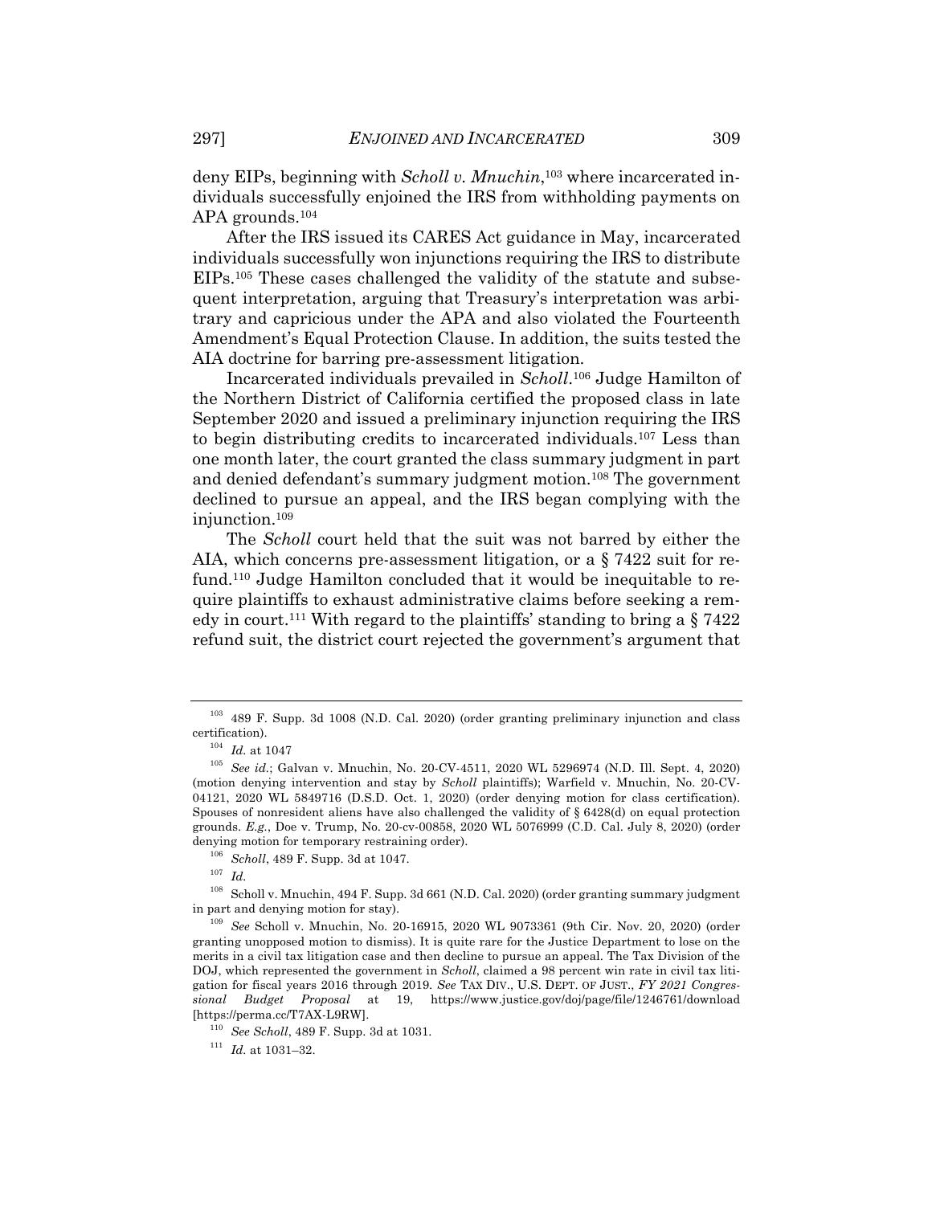deny EIPs, beginning with *Scholl v. Mnuchin*,[103] where incarcerated individuals successfully enjoined the IRS from withholding payments on APA grounds.[104]

After the IRS issued its CARES Act guidance in May, incarcerated individuals successfully won injunctions requiring the IRS to distribute EIPs.[105] These cases challenged the validity of the statute and subsequent interpretation, arguing that Treasury's interpretation was arbitrary and capricious under the APA and also violated the Fourteenth Amendment's Equal Protection Clause. In addition, the suits tested the AIA doctrine for barring pre-assessment litigation.

Incarcerated individuals prevailed in *Scholl*.[106] Judge Hamilton of the Northern District of California certified the proposed class in late September 2020 and issued a preliminary injunction requiring the IRS to begin distributing credits to incarcerated individuals.[107] Less than one month later, the court granted the class summary judgment in part and denied defendant's summary judgment motion.[108] The government declined to pursue an appeal, and the IRS began complying with the injunction.[109]

The *Scholl* court held that the suit was not barred by either the AIA, which concerns pre-assessment litigation, or a § 7422 suit for refund.[110] Judge Hamilton concluded that it would be inequitable to require plaintiffs to exhaust administrative claims before seeking a remedy in court.[111] With regard to the plaintiffs' standing to bring a § 7422 refund suit, the district court rejected the government's argument that

---

[103] 489 F. Supp. 3d 1008 (N.D. Cal. 2020) (order granting preliminary injunction and class certification).

[104] *Id.* at 1047

[105] *See id.*; Galvan v. Mnuchin, No. 20-CV-4511, 2020 WL 5296974 (N.D. Ill. Sept. 4, 2020) (motion denying intervention and stay by *Scholl* plaintiffs); Warfield v. Mnuchin, No. 20-CV-04121, 2020 WL 5849716 (D.S.D. Oct. 1, 2020) (order denying motion for class certification). Spouses of nonresident aliens have also challenged the validity of § 6428(d) on equal protection grounds. *E.g.*, Doe v. Trump, No. 20-cv-00858, 2020 WL 5076999 (C.D. Cal. July 8, 2020) (order denying motion for temporary restraining order).

[106] *Scholl*, 489 F. Supp. 3d at 1047.

[107] *Id.*

[108] Scholl v. Mnuchin, 494 F. Supp. 3d 661 (N.D. Cal. 2020) (order granting summary judgment in part and denying motion for stay).

[109] *See* Scholl v. Mnuchin, No. 20-16915, 2020 WL 9073361 (9th Cir. Nov. 20, 2020) (order granting unopposed motion to dismiss). It is quite rare for the Justice Department to lose on the merits in a civil tax litigation case and then decline to pursue an appeal. The Tax Division of the DOJ, which represented the government in *Scholl*, claimed a 98 percent win rate in civil tax litigation for fiscal years 2016 through 2019. *See* TAX DIV., U.S. DEPT. OF JUST., *FY 2021 Congressional Budget Proposal* at 19, https://www.justice.gov/doj/page/file/1246761/download [https://perma.cc/T7AX-L9RW].

[110] *See Scholl*, 489 F. Supp. 3d at 1031.

[111] *Id.* at 1031–32.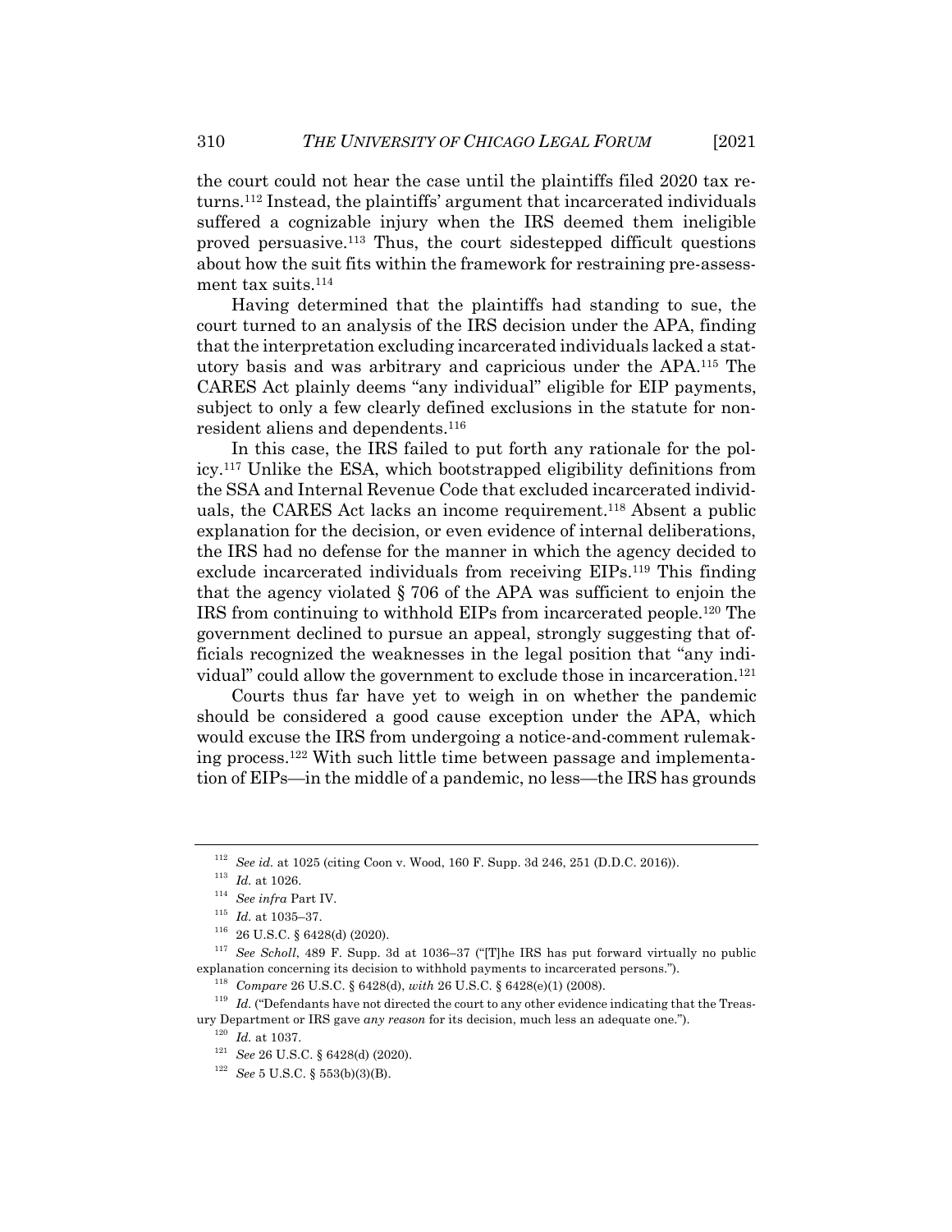the court could not hear the case until the plaintiffs filed 2020 tax returns.[112] Instead, the plaintiffs' argument that incarcerated individuals suffered a cognizable injury when the IRS deemed them ineligible proved persuasive.[113] Thus, the court sidestepped difficult questions about how the suit fits within the framework for restraining pre-assessment tax suits.[114]

Having determined that the plaintiffs had standing to sue, the court turned to an analysis of the IRS decision under the APA, finding that the interpretation excluding incarcerated individuals lacked a statutory basis and was arbitrary and capricious under the APA.[115] The CARES Act plainly deems "any individual" eligible for EIP payments, subject to only a few clearly defined exclusions in the statute for nonresident aliens and dependents.[116]

In this case, the IRS failed to put forth any rationale for the policy.[117] Unlike the ESA, which bootstrapped eligibility definitions from the SSA and Internal Revenue Code that excluded incarcerated individuals, the CARES Act lacks an income requirement.[118] Absent a public explanation for the decision, or even evidence of internal deliberations, the IRS had no defense for the manner in which the agency decided to exclude incarcerated individuals from receiving EIPs.[119] This finding that the agency violated § 706 of the APA was sufficient to enjoin the IRS from continuing to withhold EIPs from incarcerated people.[120] The government declined to pursue an appeal, strongly suggesting that officials recognized the weaknesses in the legal position that "any individual" could allow the government to exclude those in incarceration.[121]

Courts thus far have yet to weigh in on whether the pandemic should be considered a good cause exception under the APA, which would excuse the IRS from undergoing a notice-and-comment rulemaking process.[122] With such little time between passage and implementation of EIPs—in the middle of a pandemic, no less—the IRS has grounds

---

[112] *See id.* at 1025 (citing Coon v. Wood, 160 F. Supp. 3d 246, 251 (D.D.C. 2016)).

[113] *Id.* at 1026.

[114] *See infra* Part IV.

[115] *Id.* at 1035–37.

[116] 26 U.S.C. § 6428(d) (2020).

[117] *See Scholl*, 489 F. Supp. 3d at 1036–37 ("[T]he IRS has put forward virtually no public explanation concerning its decision to withhold payments to incarcerated persons.").

[118] *Compare* 26 U.S.C. § 6428(d), *with* 26 U.S.C. § 6428(e)(1) (2008).

[119] *Id.* ("Defendants have not directed the court to any other evidence indicating that the Treasury Department or IRS gave *any reason* for its decision, much less an adequate one.").

[120] *Id.* at 1037.

[121] *See* 26 U.S.C. § 6428(d) (2020).

[122] *See* 5 U.S.C. § 553(b)(3)(B).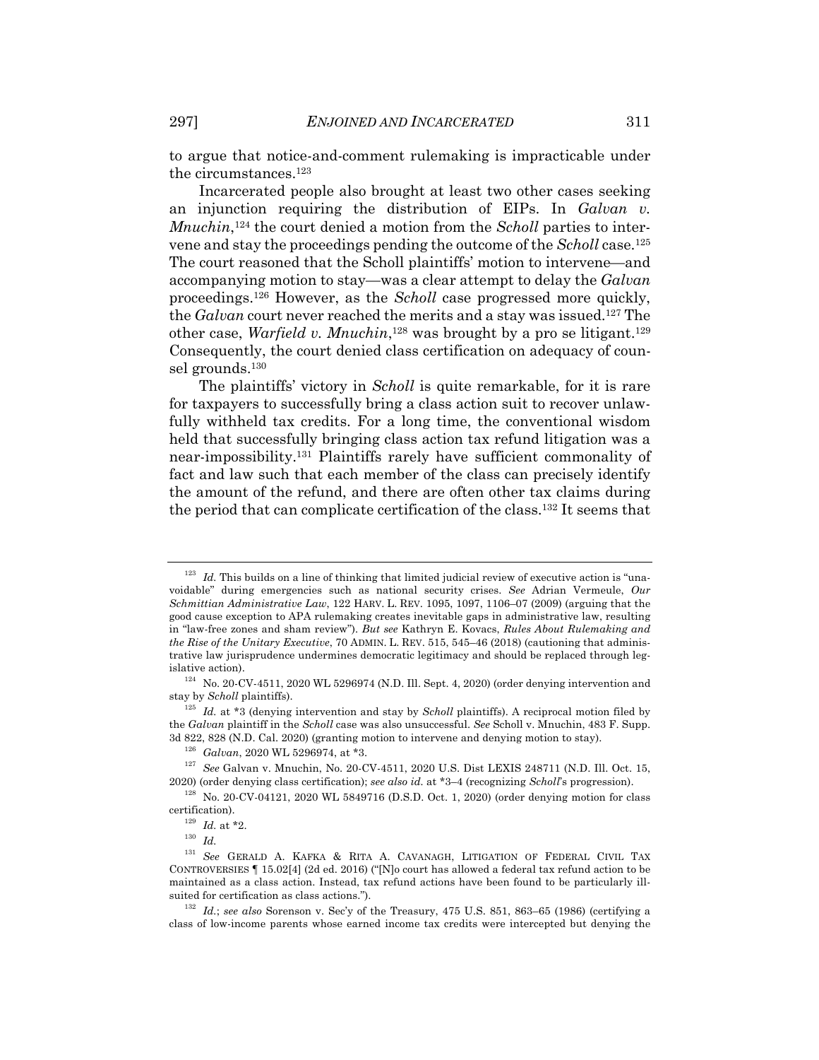to argue that notice-and-comment rulemaking is impracticable under the circumstances.[123]

Incarcerated people also brought at least two other cases seeking an injunction requiring the distribution of EIPs. In *Galvan v. Mnuchin*,[124] the court denied a motion from the *Scholl* parties to intervene and stay the proceedings pending the outcome of the *Scholl* case.[125] The court reasoned that the Scholl plaintiffs' motion to intervene—and accompanying motion to stay—was a clear attempt to delay the *Galvan* proceedings.[126] However, as the *Scholl* case progressed more quickly, the *Galvan* court never reached the merits and a stay was issued.[127] The other case, *Warfield v. Mnuchin*,[128] was brought by a pro se litigant.[129] Consequently, the court denied class certification on adequacy of counsel grounds.[130]

The plaintiffs' victory in *Scholl* is quite remarkable, for it is rare for taxpayers to successfully bring a class action suit to recover unlawfully withheld tax credits. For a long time, the conventional wisdom held that successfully bringing class action tax refund litigation was a near-impossibility.[131] Plaintiffs rarely have sufficient commonality of fact and law such that each member of the class can precisely identify the amount of the refund, and there are often other tax claims during the period that can complicate certification of the class.[132] It seems that

---

[123] *Id.* This builds on a line of thinking that limited judicial review of executive action is "unavoidable" during emergencies such as national security crises. *See* Adrian Vermeule, *Our Schmittian Administrative Law*, 122 HARV. L. REV. 1095, 1097, 1106–07 (2009) (arguing that the good cause exception to APA rulemaking creates inevitable gaps in administrative law, resulting in "law-free zones and sham review"). *But see* Kathryn E. Kovacs, *Rules About Rulemaking and the Rise of the Unitary Executive*, 70 ADMIN. L. REV. 515, 545–46 (2018) (cautioning that administrative law jurisprudence undermines democratic legitimacy and should be replaced through legislative action).

[124] No. 20-CV-4511, 2020 WL 5296974 (N.D. Ill. Sept. 4, 2020) (order denying intervention and stay by *Scholl* plaintiffs).

[125] *Id.* at *3 (denying intervention and stay by *Scholl* plaintiffs). A reciprocal motion filed by the *Galvan* plaintiff in the *Scholl* case was also unsuccessful. *See* Scholl v. Mnuchin, 483 F. Supp. 3d 822, 828 (N.D. Cal. 2020) (granting motion to intervene and denying motion to stay).

[126] *Galvan*, 2020 WL 5296974, at *3.

[127] *See* Galvan v. Mnuchin, No. 20-CV-4511, 2020 U.S. Dist LEXIS 248711 (N.D. Ill. Oct. 15, 2020) (order denying class certification); *see also id.* at *3–4 (recognizing *Scholl*'s progression).

[128] No. 20-CV-04121, 2020 WL 5849716 (D.S.D. Oct. 1, 2020) (order denying motion for class certification).

[129] *Id.* at *2.

[130] *Id.*

[131] *See* GERALD A. KAFKA & RITA A. CAVANAGH, LITIGATION OF FEDERAL CIVIL TAX CONTROVERSIES ¶ 15.02[4] (2d ed. 2016) ("[N]o court has allowed a federal tax refund action to be maintained as a class action. Instead, tax refund actions have been found to be particularly ill-suited for certification as class actions.").

[132] *Id.*; *see also* Sorenson v. Sec'y of the Treasury, 475 U.S. 851, 863–65 (1986) (certifying a class of low-income parents whose earned income tax credits were intercepted but denying the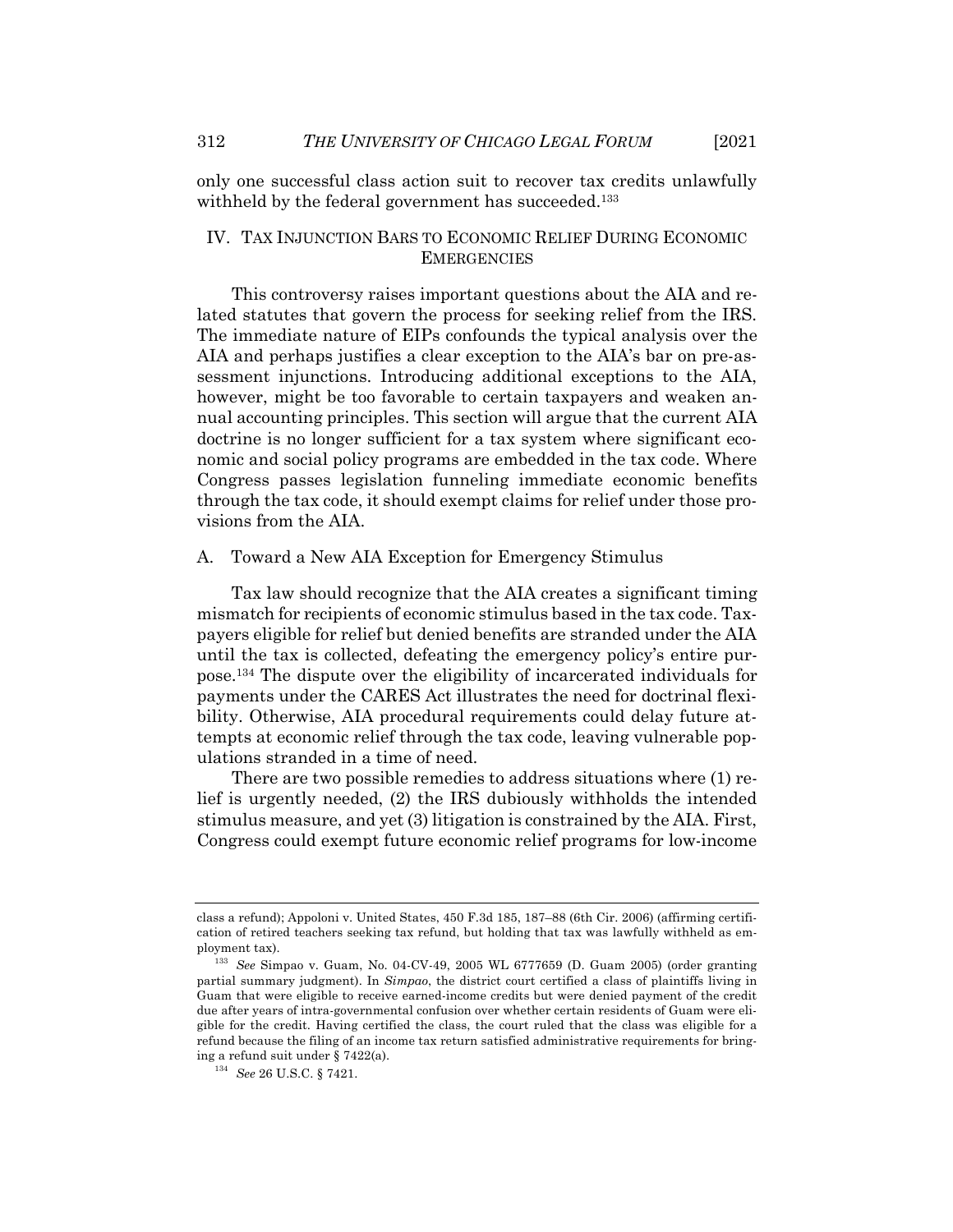only one successful class action suit to recover tax credits unlawfully withheld by the federal government has succeeded.[133]

## IV. TAX INJUNCTION BARS TO ECONOMIC RELIEF DURING ECONOMIC EMERGENCIES

This controversy raises important questions about the AIA and related statutes that govern the process for seeking relief from the IRS. The immediate nature of EIPs confounds the typical analysis over the AIA and perhaps justifies a clear exception to the AIA's bar on pre-assessment injunctions. Introducing additional exceptions to the AIA, however, might be too favorable to certain taxpayers and weaken annual accounting principles. This section will argue that the current AIA doctrine is no longer sufficient for a tax system where significant economic and social policy programs are embedded in the tax code. Where Congress passes legislation funneling immediate economic benefits through the tax code, it should exempt claims for relief under those provisions from the AIA.

### A. Toward a New AIA Exception for Emergency Stimulus

Tax law should recognize that the AIA creates a significant timing mismatch for recipients of economic stimulus based in the tax code. Taxpayers eligible for relief but denied benefits are stranded under the AIA until the tax is collected, defeating the emergency policy's entire purpose.[134] The dispute over the eligibility of incarcerated individuals for payments under the CARES Act illustrates the need for doctrinal flexibility. Otherwise, AIA procedural requirements could delay future attempts at economic relief through the tax code, leaving vulnerable populations stranded in a time of need.

There are two possible remedies to address situations where (1) relief is urgently needed, (2) the IRS dubiously withholds the intended stimulus measure, and yet (3) litigation is constrained by the AIA. First, Congress could exempt future economic relief programs for low-income

---

class a refund); Appoloni v. United States, 450 F.3d 185, 187–88 (6th Cir. 2006) (affirming certification of retired teachers seeking tax refund, but holding that tax was lawfully withheld as employment tax).

[133] *See* Simpao v. Guam, No. 04-CV-49, 2005 WL 6777659 (D. Guam 2005) (order granting partial summary judgment). In *Simpao*, the district court certified a class of plaintiffs living in Guam that were eligible to receive earned-income credits but were denied payment of the credit due after years of intra-governmental confusion over whether certain residents of Guam were eligible for the credit. Having certified the class, the court ruled that the class was eligible for a refund because the filing of an income tax return satisfied administrative requirements for bringing a refund suit under § 7422(a).

[134] *See* 26 U.S.C. § 7421.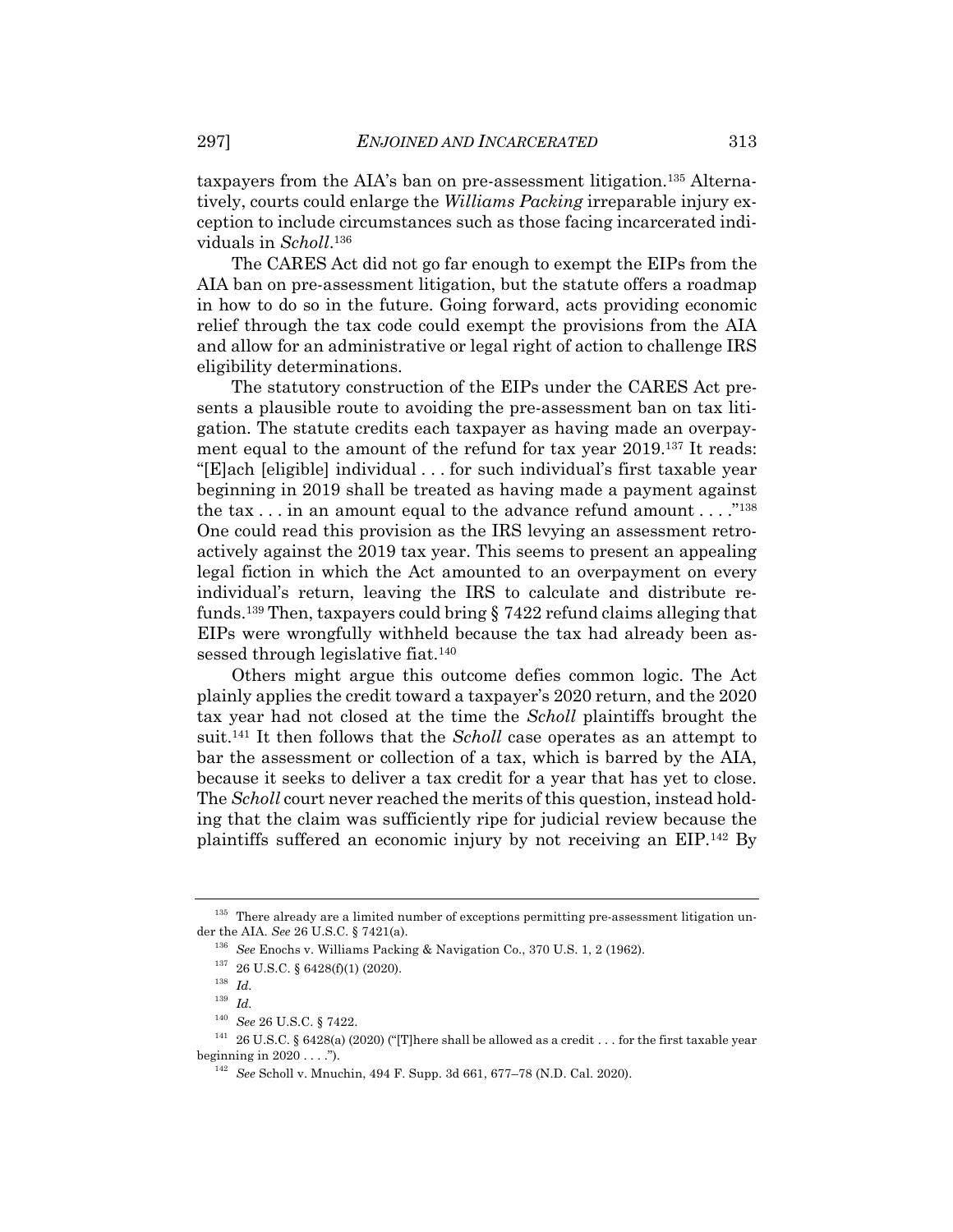taxpayers from the AIA's ban on pre-assessment litigation.[135] Alternatively, courts could enlarge the *Williams Packing* irreparable injury exception to include circumstances such as those facing incarcerated individuals in *Scholl*.[136]

The CARES Act did not go far enough to exempt the EIPs from the AIA ban on pre-assessment litigation, but the statute offers a roadmap in how to do so in the future. Going forward, acts providing economic relief through the tax code could exempt the provisions from the AIA and allow for an administrative or legal right of action to challenge IRS eligibility determinations.

The statutory construction of the EIPs under the CARES Act presents a plausible route to avoiding the pre-assessment ban on tax litigation. The statute credits each taxpayer as having made an overpayment equal to the amount of the refund for tax year 2019.[137] It reads: "[E]ach [eligible] individual . . . for such individual's first taxable year beginning in 2019 shall be treated as having made a payment against the tax . . . in an amount equal to the advance refund amount . . . ."[138] One could read this provision as the IRS levying an assessment retroactively against the 2019 tax year. This seems to present an appealing legal fiction in which the Act amounted to an overpayment on every individual's return, leaving the IRS to calculate and distribute refunds.[139] Then, taxpayers could bring § 7422 refund claims alleging that EIPs were wrongfully withheld because the tax had already been assessed through legislative fiat.[140]

Others might argue this outcome defies common logic. The Act plainly applies the credit toward a taxpayer's 2020 return, and the 2020 tax year had not closed at the time the *Scholl* plaintiffs brought the suit.[141] It then follows that the *Scholl* case operates as an attempt to bar the assessment or collection of a tax, which is barred by the AIA, because it seeks to deliver a tax credit for a year that has yet to close. The *Scholl* court never reached the merits of this question, instead holding that the claim was sufficiently ripe for judicial review because the plaintiffs suffered an economic injury by not receiving an EIP.[142] By

---

[135] There already are a limited number of exceptions permitting pre-assessment litigation under the AIA. *See* 26 U.S.C. § 7421(a).

[136] *See* Enochs v. Williams Packing & Navigation Co., 370 U.S. 1, 2 (1962).

[137] 26 U.S.C. § 6428(f)(1) (2020).

[138] *Id.*

[139] *Id.*

[140] *See* 26 U.S.C. § 7422.

[141] 26 U.S.C. § 6428(a) (2020) ("[T]here shall be allowed as a credit . . . for the first taxable year beginning in 2020 . . . .").

[142] *See* Scholl v. Mnuchin, 494 F. Supp. 3d 661, 677–78 (N.D. Cal. 2020).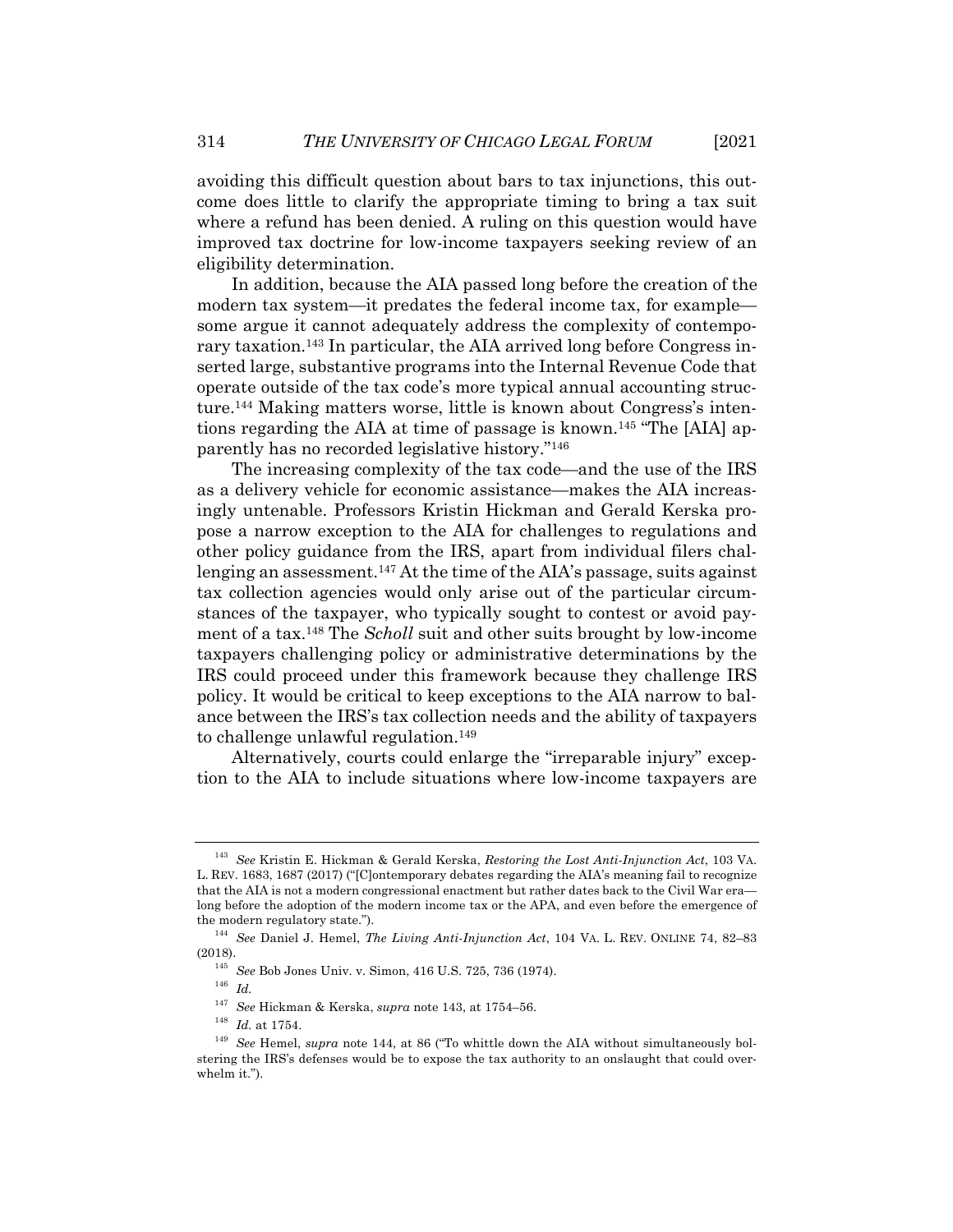avoiding this difficult question about bars to tax injunctions, this outcome does little to clarify the appropriate timing to bring a tax suit where a refund has been denied. A ruling on this question would have improved tax doctrine for low-income taxpayers seeking review of an eligibility determination.

In addition, because the AIA passed long before the creation of the modern tax system—it predates the federal income tax, for example—some argue it cannot adequately address the complexity of contemporary taxation.[143] In particular, the AIA arrived long before Congress inserted large, substantive programs into the Internal Revenue Code that operate outside of the tax code's more typical annual accounting structure.[144] Making matters worse, little is known about Congress's intentions regarding the AIA at time of passage is known.[145] "The [AIA] apparently has no recorded legislative history."[146]

The increasing complexity of the tax code—and the use of the IRS as a delivery vehicle for economic assistance—makes the AIA increasingly untenable. Professors Kristin Hickman and Gerald Kerska propose a narrow exception to the AIA for challenges to regulations and other policy guidance from the IRS, apart from individual filers challenging an assessment.[147] At the time of the AIA's passage, suits against tax collection agencies would only arise out of the particular circumstances of the taxpayer, who typically sought to contest or avoid payment of a tax.[148] The *Scholl* suit and other suits brought by low-income taxpayers challenging policy or administrative determinations by the IRS could proceed under this framework because they challenge IRS policy. It would be critical to keep exceptions to the AIA narrow to balance between the IRS's tax collection needs and the ability of taxpayers to challenge unlawful regulation.[149]

Alternatively, courts could enlarge the "irreparable injury" exception to the AIA to include situations where low-income taxpayers are

---

[143] *See* Kristin E. Hickman & Gerald Kerska, *Restoring the Lost Anti-Injunction Act*, 103 VA. L. REV. 1683, 1687 (2017) ("[C]ontemporary debates regarding the AIA's meaning fail to recognize that the AIA is not a modern congressional enactment but rather dates back to the Civil War era—long before the adoption of the modern income tax or the APA, and even before the emergence of the modern regulatory state.").

[144] *See* Daniel J. Hemel, *The Living Anti-Injunction Act*, 104 VA. L. REV. ONLINE 74, 82–83 (2018).

[145] *See* Bob Jones Univ. v. Simon, 416 U.S. 725, 736 (1974).

[146] *Id.*

[147] *See* Hickman & Kerska, *supra* note 143, at 1754–56.

[148] *Id.* at 1754.

[149] *See* Hemel, *supra* note 144, at 86 ("To whittle down the AIA without simultaneously bolstering the IRS's defenses would be to expose the tax authority to an onslaught that could overwhelm it.").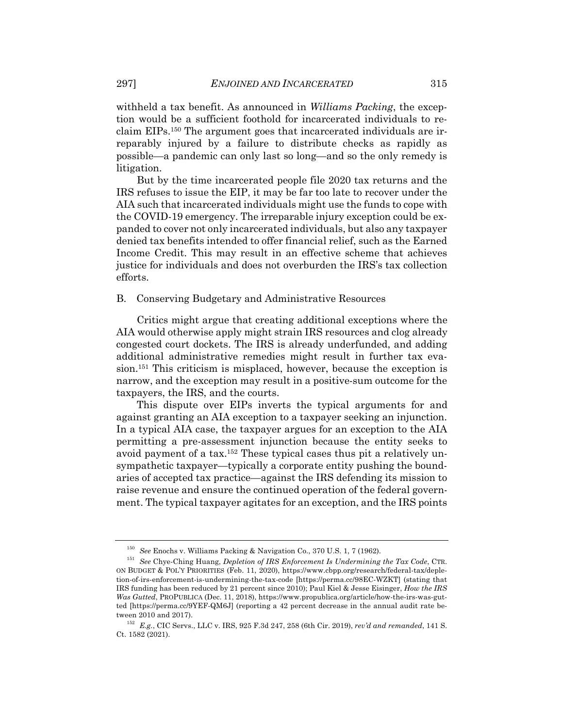withheld a tax benefit. As announced in *Williams Packing*, the exception would be a sufficient foothold for incarcerated individuals to reclaim EIPs.[150] The argument goes that incarcerated individuals are irreparably injured by a failure to distribute checks as rapidly as possible—a pandemic can only last so long—and so the only remedy is litigation.

But by the time incarcerated people file 2020 tax returns and the IRS refuses to issue the EIP, it may be far too late to recover under the AIA such that incarcerated individuals might use the funds to cope with the COVID-19 emergency. The irreparable injury exception could be expanded to cover not only incarcerated individuals, but also any taxpayer denied tax benefits intended to offer financial relief, such as the Earned Income Credit. This may result in an effective scheme that achieves justice for individuals and does not overburden the IRS's tax collection efforts.

## B. Conserving Budgetary and Administrative Resources

Critics might argue that creating additional exceptions where the AIA would otherwise apply might strain IRS resources and clog already congested court dockets. The IRS is already underfunded, and adding additional administrative remedies might result in further tax evasion.[151] This criticism is misplaced, however, because the exception is narrow, and the exception may result in a positive-sum outcome for the taxpayers, the IRS, and the courts.

This dispute over EIPs inverts the typical arguments for and against granting an AIA exception to a taxpayer seeking an injunction. In a typical AIA case, the taxpayer argues for an exception to the AIA permitting a pre-assessment injunction because the entity seeks to avoid payment of a tax.[152] These typical cases thus pit a relatively unsympathetic taxpayer—typically a corporate entity pushing the boundaries of accepted tax practice—against the IRS defending its mission to raise revenue and ensure the continued operation of the federal government. The typical taxpayer agitates for an exception, and the IRS points

---

[150] *See* Enochs v. Williams Packing & Navigation Co., 370 U.S. 1, 7 (1962).

[151] *See* Chye-Ching Huang, *Depletion of IRS Enforcement Is Undermining the Tax Code*, CTR. ON BUDGET & POL'Y PRIORITIES (Feb. 11, 2020), https://www.cbpp.org/research/federal-tax/depletion-of-irs-enforcement-is-undermining-the-tax-code [https://perma.cc/98EC-WZKT] (stating that IRS funding has been reduced by 21 percent since 2010); Paul Kiel & Jesse Eisinger, *How the IRS Was Gutted*, PROPUBLICA (Dec. 11, 2018), https://www.propublica.org/article/how-the-irs-was-gutted [https://perma.cc/9YEF-QM6J] (reporting a 42 percent decrease in the annual audit rate between 2010 and 2017).

[152] *E.g.*, CIC Servs., LLC v. IRS, 925 F.3d 247, 258 (6th Cir. 2019), *rev'd and remanded*, 141 S. Ct. 1582 (2021).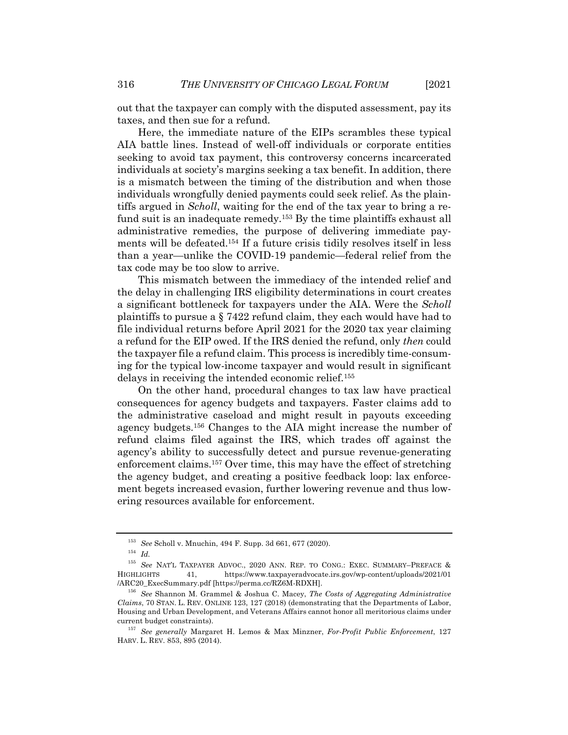out that the taxpayer can comply with the disputed assessment, pay its taxes, and then sue for a refund.

Here, the immediate nature of the EIPs scrambles these typical AIA battle lines. Instead of well-off individuals or corporate entities seeking to avoid tax payment, this controversy concerns incarcerated individuals at society's margins seeking a tax benefit. In addition, there is a mismatch between the timing of the distribution and when those individuals wrongfully denied payments could seek relief. As the plaintiffs argued in *Scholl*, waiting for the end of the tax year to bring a refund suit is an inadequate remedy.[153] By the time plaintiffs exhaust all administrative remedies, the purpose of delivering immediate payments will be defeated.[154] If a future crisis tidily resolves itself in less than a year—unlike the COVID-19 pandemic—federal relief from the tax code may be too slow to arrive.

This mismatch between the immediacy of the intended relief and the delay in challenging IRS eligibility determinations in court creates a significant bottleneck for taxpayers under the AIA. Were the *Scholl* plaintiffs to pursue a § 7422 refund claim, they each would have had to file individual returns before April 2021 for the 2020 tax year claiming a refund for the EIP owed. If the IRS denied the refund, only *then* could the taxpayer file a refund claim. This process is incredibly time-consuming for the typical low-income taxpayer and would result in significant delays in receiving the intended economic relief.[155]

On the other hand, procedural changes to tax law have practical consequences for agency budgets and taxpayers. Faster claims add to the administrative caseload and might result in payouts exceeding agency budgets.[156] Changes to the AIA might increase the number of refund claims filed against the IRS, which trades off against the agency's ability to successfully detect and pursue revenue-generating enforcement claims.[157] Over time, this may have the effect of stretching the agency budget, and creating a positive feedback loop: lax enforcement begets increased evasion, further lowering revenue and thus lowering resources available for enforcement.

---

[153] *See* Scholl v. Mnuchin, 494 F. Supp. 3d 661, 677 (2020).

[154] *Id.*

[155] *See* NAT'L TAXPAYER ADVOC., 2020 ANN. REP. TO CONG.: EXEC. SUMMARY–PREFACE & HIGHLIGHTS 41, https://www.taxpayeradvocate.irs.gov/wp-content/uploads/2021/01/ARC20_ExecSummary.pdf [https://perma.cc/RZ6M-RDXH].

[156] *See* Shannon M. Grammel & Joshua C. Macey, *The Costs of Aggregating Administrative Claims*, 70 STAN. L. REV. ONLINE 123, 127 (2018) (demonstrating that the Departments of Labor, Housing and Urban Development, and Veterans Affairs cannot honor all meritorious claims under current budget constraints).

[157] *See generally* Margaret H. Lemos & Max Minzner, *For-Profit Public Enforcement*, 127 HARV. L. REV. 853, 895 (2014).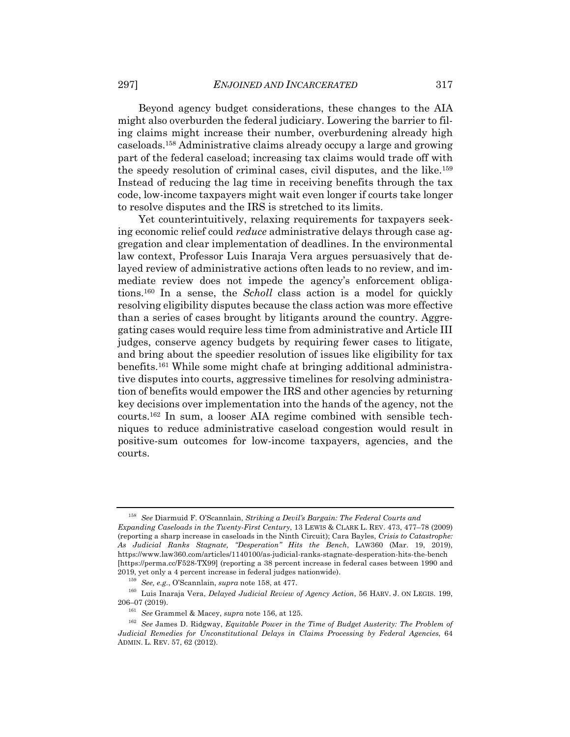Beyond agency budget considerations, these changes to the AIA might also overburden the federal judiciary. Lowering the barrier to filing claims might increase their number, overburdening already high caseloads.[158] Administrative claims already occupy a large and growing part of the federal caseload; increasing tax claims would trade off with the speedy resolution of criminal cases, civil disputes, and the like.[159] Instead of reducing the lag time in receiving benefits through the tax code, low-income taxpayers might wait even longer if courts take longer to resolve disputes and the IRS is stretched to its limits.

Yet counterintuitively, relaxing requirements for taxpayers seeking economic relief could *reduce* administrative delays through case aggregation and clear implementation of deadlines. In the environmental law context, Professor Luis Inaraja Vera argues persuasively that delayed review of administrative actions often leads to no review, and immediate review does not impede the agency's enforcement obligations.[160] In a sense, the *Scholl* class action is a model for quickly resolving eligibility disputes because the class action was more effective than a series of cases brought by litigants around the country. Aggregating cases would require less time from administrative and Article III judges, conserve agency budgets by requiring fewer cases to litigate, and bring about the speedier resolution of issues like eligibility for tax benefits.[161] While some might chafe at bringing additional administrative disputes into courts, aggressive timelines for resolving administration of benefits would empower the IRS and other agencies by returning key decisions over implementation into the hands of the agency, not the courts.[162] In sum, a looser AIA regime combined with sensible techniques to reduce administrative caseload congestion would result in positive-sum outcomes for low-income taxpayers, agencies, and the courts.

---

[158] *See* Diarmuid F. O'Scannlain, *Striking a Devil's Bargain: The Federal Courts and Expanding Caseloads in the Twenty-First Century*, 13 LEWIS & CLARK L. REV. 473, 477–78 (2009) (reporting a sharp increase in caseloads in the Ninth Circuit); Cara Bayles, *Crisis to Catastrophe: As Judicial Ranks Stagnate, "Desperation" Hits the Bench*, LAW360 (Mar. 19, 2019), https://www.law360.com/articles/1140100/as-judicial-ranks-stagnate-desperation-hits-the-bench [https://perma.cc/F528-TX99] (reporting a 38 percent increase in federal cases between 1990 and 2019, yet only a 4 percent increase in federal judges nationwide).

[159] *See, e.g.*, O'Scannlain, *supra* note 158, at 477.

[160] Luis Inaraja Vera, *Delayed Judicial Review of Agency Action*, 56 HARV. J. ON LEGIS. 199, 206–07 (2019).

[161] *See* Grammel & Macey, *supra* note 156, at 125.

[162] *See* James D. Ridgway, *Equitable Power in the Time of Budget Austerity: The Problem of Judicial Remedies for Unconstitutional Delays in Claims Processing by Federal Agencies*, 64 ADMIN. L. REV. 57, 62 (2012).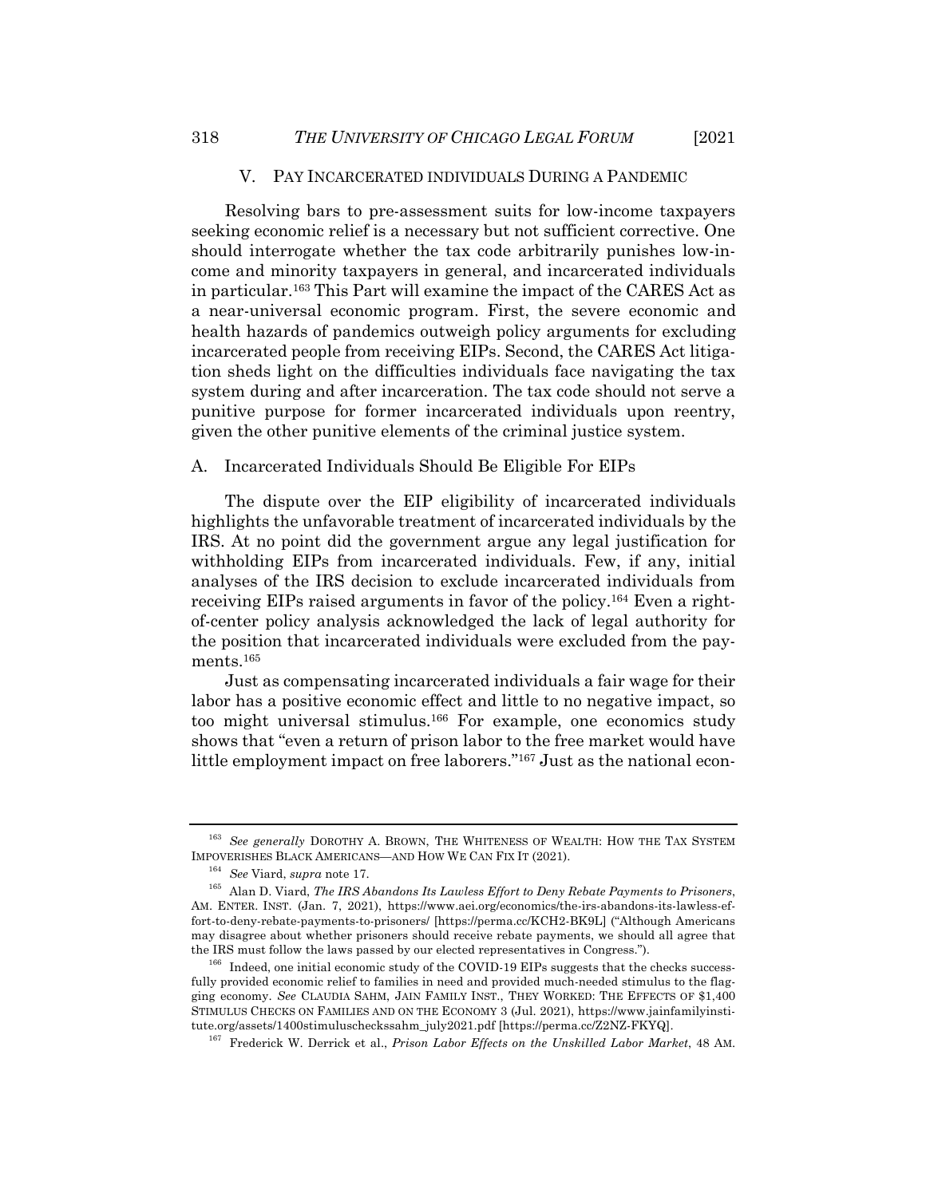## V. PAY INCARCERATED INDIVIDUALS DURING A PANDEMIC

Resolving bars to pre-assessment suits for low-income taxpayers seeking economic relief is a necessary but not sufficient corrective. One should interrogate whether the tax code arbitrarily punishes low-income and minority taxpayers in general, and incarcerated individuals in particular.[163] This Part will examine the impact of the CARES Act as a near-universal economic program. First, the severe economic and health hazards of pandemics outweigh policy arguments for excluding incarcerated people from receiving EIPs. Second, the CARES Act litigation sheds light on the difficulties individuals face navigating the tax system during and after incarceration. The tax code should not serve a punitive purpose for former incarcerated individuals upon reentry, given the other punitive elements of the criminal justice system.

### A. Incarcerated Individuals Should Be Eligible For EIPs

The dispute over the EIP eligibility of incarcerated individuals highlights the unfavorable treatment of incarcerated individuals by the IRS. At no point did the government argue any legal justification for withholding EIPs from incarcerated individuals. Few, if any, initial analyses of the IRS decision to exclude incarcerated individuals from receiving EIPs raised arguments in favor of the policy.[164] Even a right-of-center policy analysis acknowledged the lack of legal authority for the position that incarcerated individuals were excluded from the payments.[165]

Just as compensating incarcerated individuals a fair wage for their labor has a positive economic effect and little to no negative impact, so too might universal stimulus.[166] For example, one economics study shows that "even a return of prison labor to the free market would have little employment impact on free laborers."[167] Just as the national econ-

---

[163] *See generally* DOROTHY A. BROWN, THE WHITENESS OF WEALTH: HOW THE TAX SYSTEM IMPOVERISHES BLACK AMERICANS—AND HOW WE CAN FIX IT (2021).

[164] *See* Viard, *supra* note 17.

[165] Alan D. Viard, *The IRS Abandons Its Lawless Effort to Deny Rebate Payments to Prisoners*, AM. ENTER. INST. (Jan. 7, 2021), https://www.aei.org/economics/the-irs-abandons-its-lawless-effort-to-deny-rebate-payments-to-prisoners/ [https://perma.cc/KCH2-BK9L] ("Although Americans may disagree about whether prisoners should receive rebate payments, we should all agree that the IRS must follow the laws passed by our elected representatives in Congress.").

[166] Indeed, one initial economic study of the COVID-19 EIPs suggests that the checks successfully provided economic relief to families in need and provided much-needed stimulus to the flagging economy. *See* CLAUDIA SAHM, JAIN FAMILY INST., THEY WORKED: THE EFFECTS OF $1,400 STIMULUS CHECKS ON FAMILIES AND ON THE ECONOMY 3 (Jul. 2021), https://www.jainfamilyinstitute.org/assets/1400stimuluscheckssahm_july2021.pdf [https://perma.cc/Z2NZ-FKYQ].

[167] Frederick W. Derrick et al., *Prison Labor Effects on the Unskilled Labor Market*, 48 AM.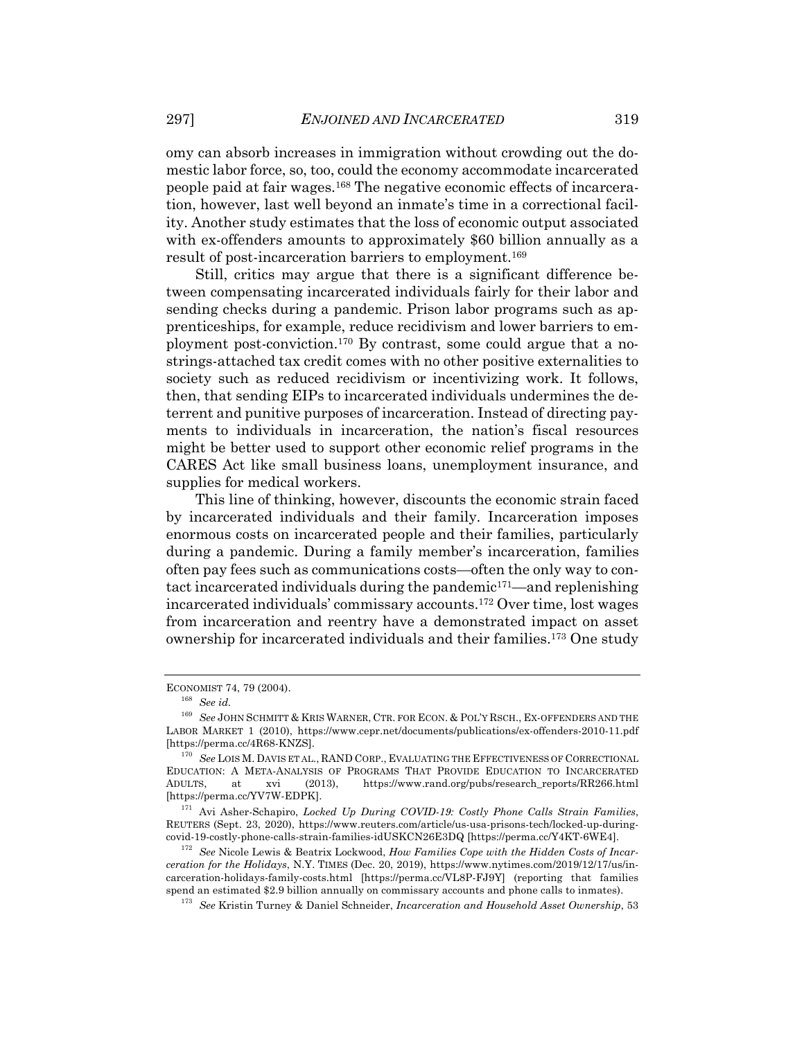omy can absorb increases in immigration without crowding out the domestic labor force, so, too, could the economy accommodate incarcerated people paid at fair wages.[168] The negative economic effects of incarceration, however, last well beyond an inmate's time in a correctional facility. Another study estimates that the loss of economic output associated with ex-offenders amounts to approximately $60 billion annually as a result of post-incarceration barriers to employment.[169]

Still, critics may argue that there is a significant difference between compensating incarcerated individuals fairly for their labor and sending checks during a pandemic. Prison labor programs such as apprenticeships, for example, reduce recidivism and lower barriers to employment post-conviction.[170] By contrast, some could argue that a no-strings-attached tax credit comes with no other positive externalities to society such as reduced recidivism or incentivizing work. It follows, then, that sending EIPs to incarcerated individuals undermines the deterrent and punitive purposes of incarceration. Instead of directing payments to individuals in incarceration, the nation's fiscal resources might be better used to support other economic relief programs in the CARES Act like small business loans, unemployment insurance, and supplies for medical workers.

This line of thinking, however, discounts the economic strain faced by incarcerated individuals and their family. Incarceration imposes enormous costs on incarcerated people and their families, particularly during a pandemic. During a family member's incarceration, families often pay fees such as communications costs—often the only way to contact incarcerated individuals during the pandemic[171]—and replenishing incarcerated individuals' commissary accounts.[172] Over time, lost wages from incarceration and reentry have a demonstrated impact on asset ownership for incarcerated individuals and their families.[173] One study

---

ECONOMIST 74, 79 (2004).

[168] *See id.*

[169] *See* JOHN SCHMITT & KRIS WARNER, CTR. FOR ECON. & POL'Y RSCH., EX-OFFENDERS AND THE LABOR MARKET 1 (2010), https://www.cepr.net/documents/publications/ex-offenders-2010-11.pdf [https://perma.cc/4R68-KNZS].

[170] *See* LOIS M. DAVIS ET AL., RAND CORP., EVALUATING THE EFFECTIVENESS OF CORRECTIONAL EDUCATION: A META-ANALYSIS OF PROGRAMS THAT PROVIDE EDUCATION TO INCARCERATED ADULTS, at xvi (2013), https://www.rand.org/pubs/research_reports/RR266.html [https://perma.cc/YV7W-EDPK].

[171] Avi Asher-Schapiro, *Locked Up During COVID-19: Costly Phone Calls Strain Families*, REUTERS (Sept. 23, 2020), https://www.reuters.com/article/us-usa-prisons-tech/locked-up-during-covid-19-costly-phone-calls-strain-families-idUSKCN26E3DQ [https://perma.cc/Y4KT-6WE4].

[172] *See* Nicole Lewis & Beatrix Lockwood, *How Families Cope with the Hidden Costs of Incarceration for the Holidays*, N.Y. TIMES (Dec. 20, 2019), https://www.nytimes.com/2019/12/17/us/incarceration-holidays-family-costs.html [https://perma.cc/VL8P-FJ9Y] (reporting that families spend an estimated $2.9 billion annually on commissary accounts and phone calls to inmates).

[173] *See* Kristin Turney & Daniel Schneider, *Incarceration and Household Asset Ownership*, 53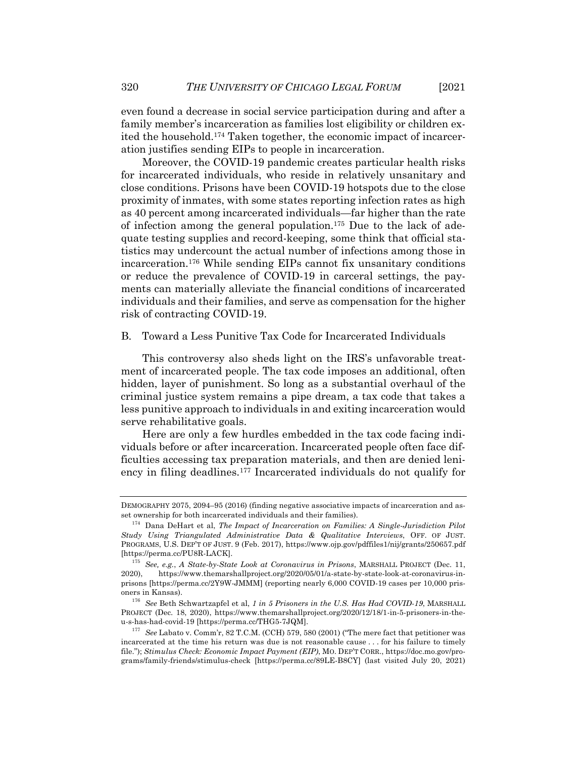even found a decrease in social service participation during and after a family member's incarceration as families lost eligibility or children exited the household.[174] Taken together, the economic impact of incarceration justifies sending EIPs to people in incarceration.

Moreover, the COVID-19 pandemic creates particular health risks for incarcerated individuals, who reside in relatively unsanitary and close conditions. Prisons have been COVID-19 hotspots due to the close proximity of inmates, with some states reporting infection rates as high as 40 percent among incarcerated individuals—far higher than the rate of infection among the general population.[175] Due to the lack of adequate testing supplies and record-keeping, some think that official statistics may undercount the actual number of infections among those in incarceration.[176] While sending EIPs cannot fix unsanitary conditions or reduce the prevalence of COVID-19 in carceral settings, the payments can materially alleviate the financial conditions of incarcerated individuals and their families, and serve as compensation for the higher risk of contracting COVID-19.

## B. Toward a Less Punitive Tax Code for Incarcerated Individuals

This controversy also sheds light on the IRS's unfavorable treatment of incarcerated people. The tax code imposes an additional, often hidden, layer of punishment. So long as a substantial overhaul of the criminal justice system remains a pipe dream, a tax code that takes a less punitive approach to individuals in and exiting incarceration would serve rehabilitative goals.

Here are only a few hurdles embedded in the tax code facing individuals before or after incarceration. Incarcerated people often face difficulties accessing tax preparation materials, and then are denied leniency in filing deadlines.[177] Incarcerated individuals do not qualify for

---

DEMOGRAPHY 2075, 2094–95 (2016) (finding negative associative impacts of incarceration and asset ownership for both incarcerated individuals and their families).

[174] Dana DeHart et al, *The Impact of Incarceration on Families: A Single-Jurisdiction Pilot Study Using Triangulated Administrative Data & Qualitative Interviews*, OFF. OF JUST. PROGRAMS, U.S. DEP'T OF JUST. 9 (Feb. 2017), https://www.ojp.gov/pdffiles1/nij/grants/250657.pdf [https://perma.cc/PU8R-LACK].

[175] *See, e.g.*, *A State-by-State Look at Coronavirus in Prisons*, MARSHALL PROJECT (Dec. 11, 2020), https://www.themarshallproject.org/2020/05/01/a-state-by-state-look-at-coronavirus-in-prisons [https://perma.cc/2Y9W-JMMM] (reporting nearly 6,000 COVID-19 cases per 10,000 prisoners in Kansas).

[176] *See* Beth Schwartzapfel et al, *1 in 5 Prisoners in the U.S. Has Had COVID-19*, MARSHALL PROJECT (Dec. 18, 2020), https://www.themarshallproject.org/2020/12/18/1-in-5-prisoners-in-the-u-s-has-had-covid-19 [https://perma.cc/THG5-7JQM].

[177] *See* Labato v. Comm'r, 82 T.C.M. (CCH) 579, 580 (2001) ("The mere fact that petitioner was incarcerated at the time his return was due is not reasonable cause . . . for his failure to timely file."); *Stimulus Check: Economic Impact Payment (EIP)*, MO. DEP'T CORR., https://doc.mo.gov/programs/family-friends/stimulus-check [https://perma.cc/89LE-B8CY] (last visited July 20, 2021)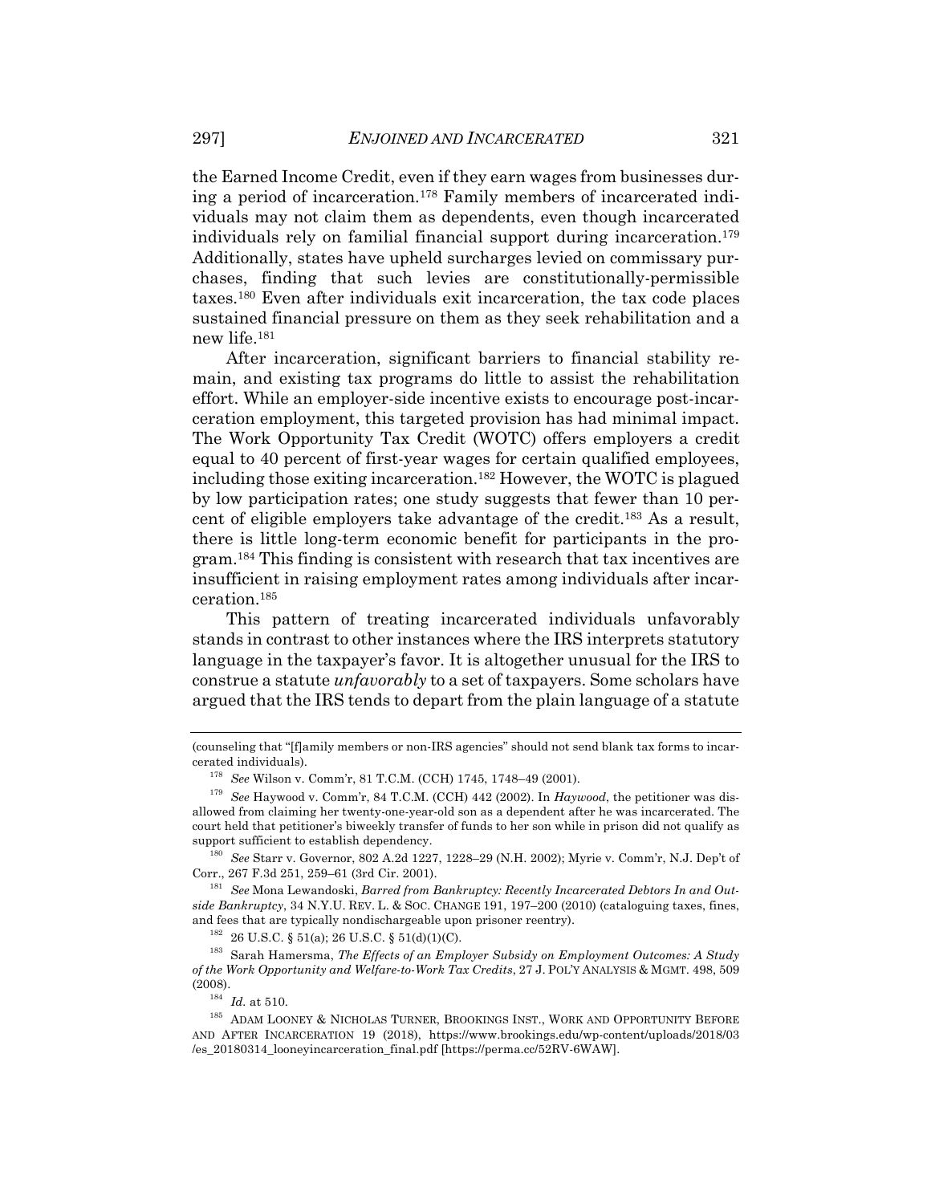the Earned Income Credit, even if they earn wages from businesses during a period of incarceration.[178] Family members of incarcerated individuals may not claim them as dependents, even though incarcerated individuals rely on familial financial support during incarceration.[179] Additionally, states have upheld surcharges levied on commissary purchases, finding that such levies are constitutionally-permissible taxes.[180] Even after individuals exit incarceration, the tax code places sustained financial pressure on them as they seek rehabilitation and a new life.[181]

After incarceration, significant barriers to financial stability remain, and existing tax programs do little to assist the rehabilitation effort. While an employer-side incentive exists to encourage post-incarceration employment, this targeted provision has had minimal impact. The Work Opportunity Tax Credit (WOTC) offers employers a credit equal to 40 percent of first-year wages for certain qualified employees, including those exiting incarceration.[182] However, the WOTC is plagued by low participation rates; one study suggests that fewer than 10 percent of eligible employers take advantage of the credit.[183] As a result, there is little long-term economic benefit for participants in the program.[184] This finding is consistent with research that tax incentives are insufficient in raising employment rates among individuals after incarceration.[185]

This pattern of treating incarcerated individuals unfavorably stands in contrast to other instances where the IRS interprets statutory language in the taxpayer's favor. It is altogether unusual for the IRS to construe a statute *unfavorably* to a set of taxpayers. Some scholars have argued that the IRS tends to depart from the plain language of a statute

---

(counseling that "[f]amily members or non-IRS agencies" should not send blank tax forms to incarcerated individuals).

[178] *See* Wilson v. Comm'r, 81 T.C.M. (CCH) 1745, 1748–49 (2001).

[179] *See* Haywood v. Comm'r, 84 T.C.M. (CCH) 442 (2002). In *Haywood*, the petitioner was disallowed from claiming her twenty-one-year-old son as a dependent after he was incarcerated. The court held that petitioner's biweekly transfer of funds to her son while in prison did not qualify as support sufficient to establish dependency.

[180] *See* Starr v. Governor, 802 A.2d 1227, 1228–29 (N.H. 2002); Myrie v. Comm'r, N.J. Dep't of Corr., 267 F.3d 251, 259–61 (3rd Cir. 2001).

[181] *See* Mona Lewandoski, *Barred from Bankruptcy: Recently Incarcerated Debtors In and Outside Bankruptcy*, 34 N.Y.U. REV. L. & SOC. CHANGE 191, 197–200 (2010) (cataloguing taxes, fines, and fees that are typically nondischargeable upon prisoner reentry).

[182] 26 U.S.C. § 51(a); 26 U.S.C. § 51(d)(1)(C).

[183] Sarah Hamersma, *The Effects of an Employer Subsidy on Employment Outcomes: A Study of the Work Opportunity and Welfare-to-Work Tax Credits*, 27 J. POL'Y ANALYSIS & MGMT. 498, 509 (2008).

[184] *Id.* at 510.

[185] ADAM LOONEY & NICHOLAS TURNER, BROOKINGS INST., WORK AND OPPORTUNITY BEFORE AND AFTER INCARCERATION 19 (2018), https://www.brookings.edu/wp-content/uploads/2018/03/es_20180314_looneyincarceration_final.pdf [https://perma.cc/52RV-6WAW].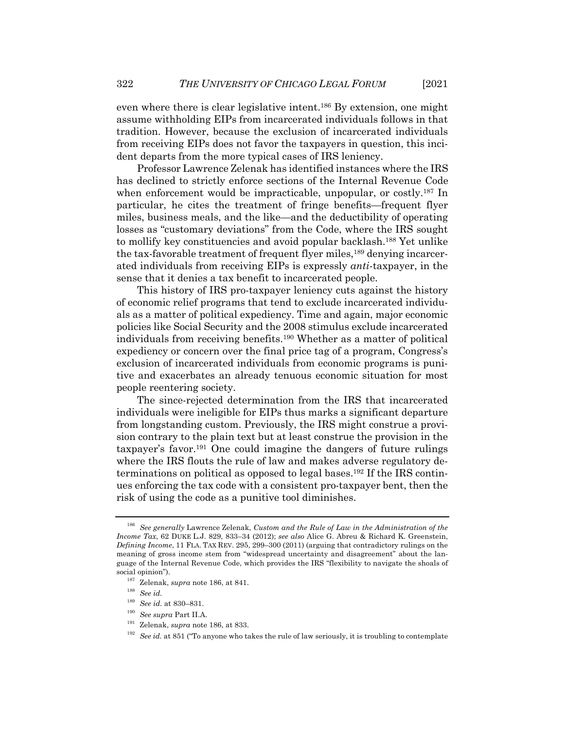even where there is clear legislative intent.[186] By extension, one might assume withholding EIPs from incarcerated individuals follows in that tradition. However, because the exclusion of incarcerated individuals from receiving EIPs does not favor the taxpayers in question, this incident departs from the more typical cases of IRS leniency.

Professor Lawrence Zelenak has identified instances where the IRS has declined to strictly enforce sections of the Internal Revenue Code when enforcement would be impracticable, unpopular, or costly.[187] In particular, he cites the treatment of fringe benefits—frequent flyer miles, business meals, and the like—and the deductibility of operating losses as "customary deviations" from the Code, where the IRS sought to mollify key constituencies and avoid popular backlash.[188] Yet unlike the tax-favorable treatment of frequent flyer miles,[189] denying incarcerated individuals from receiving EIPs is expressly *anti*-taxpayer, in the sense that it denies a tax benefit to incarcerated people.

This history of IRS pro-taxpayer leniency cuts against the history of economic relief programs that tend to exclude incarcerated individuals as a matter of political expediency. Time and again, major economic policies like Social Security and the 2008 stimulus exclude incarcerated individuals from receiving benefits.[190] Whether as a matter of political expediency or concern over the final price tag of a program, Congress's exclusion of incarcerated individuals from economic programs is punitive and exacerbates an already tenuous economic situation for most people reentering society.

The since-rejected determination from the IRS that incarcerated individuals were ineligible for EIPs thus marks a significant departure from longstanding custom. Previously, the IRS might construe a provision contrary to the plain text but at least construe the provision in the taxpayer's favor.[191] One could imagine the dangers of future rulings where the IRS flouts the rule of law and makes adverse regulatory determinations on political as opposed to legal bases.[192] If the IRS continues enforcing the tax code with a consistent pro-taxpayer bent, then the risk of using the code as a punitive tool diminishes.

---

[186] *See generally* Lawrence Zelenak, *Custom and the Rule of Law in the Administration of the Income Tax*, 62 DUKE L.J. 829, 833–34 (2012); *see also* Alice G. Abreu & Richard K. Greenstein, *Defining Income*, 11 FLA. TAX REV. 295, 299–300 (2011) (arguing that contradictory rulings on the meaning of gross income stem from "widespread uncertainty and disagreement" about the language of the Internal Revenue Code, which provides the IRS "flexibility to navigate the shoals of social opinion").

[187] Zelenak, *supra* note 186, at 841.

[188] *See id.*

[189] *See id.* at 830–831.

[190] *See supra* Part II.A.

[191] Zelenak, *supra* note 186, at 833.

[192] *See id.* at 851 ("To anyone who takes the rule of law seriously, it is troubling to contemplate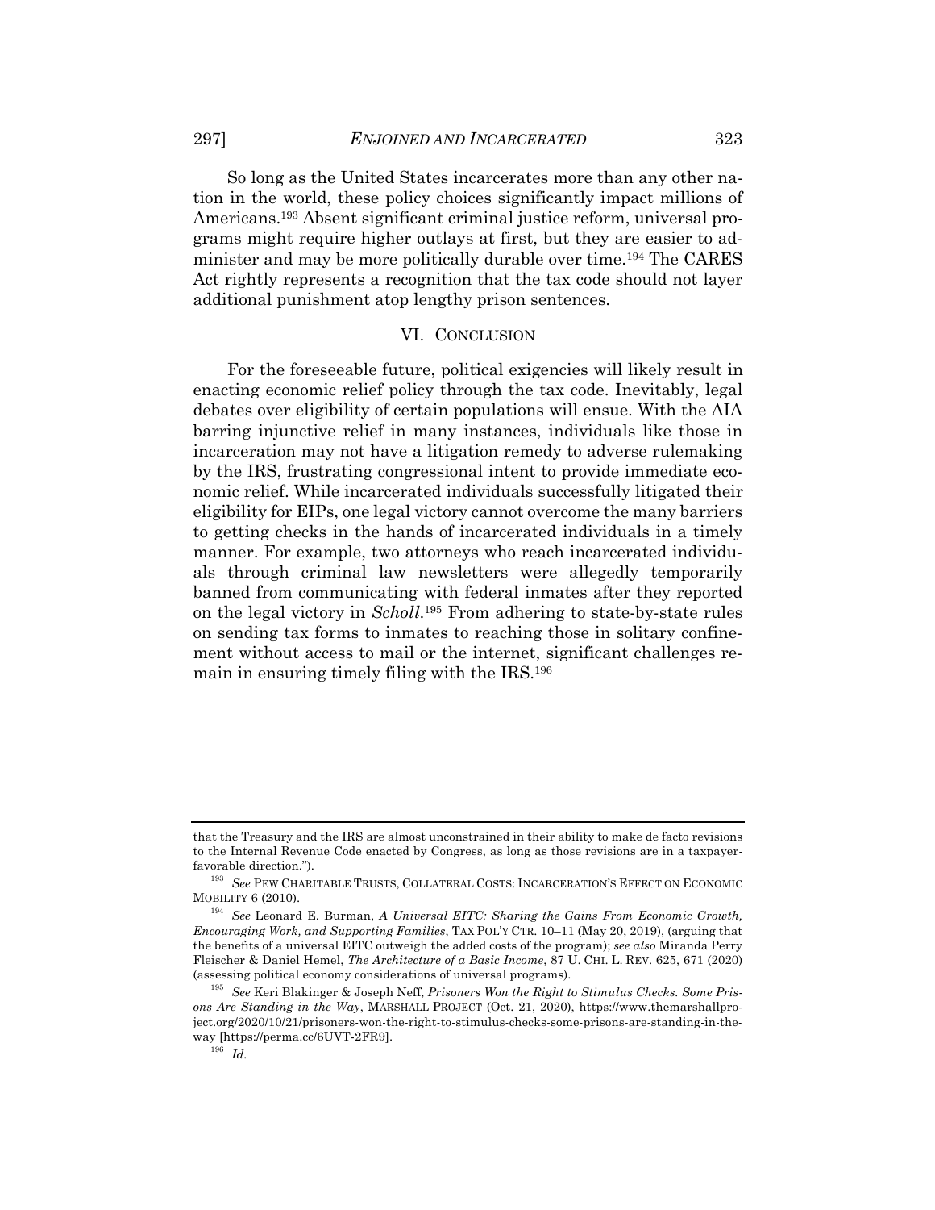So long as the United States incarcerates more than any other nation in the world, these policy choices significantly impact millions of Americans.[193] Absent significant criminal justice reform, universal programs might require higher outlays at first, but they are easier to administer and may be more politically durable over time.[194] The CARES Act rightly represents a recognition that the tax code should not layer additional punishment atop lengthy prison sentences.

## VI. CONCLUSION

For the foreseeable future, political exigencies will likely result in enacting economic relief policy through the tax code. Inevitably, legal debates over eligibility of certain populations will ensue. With the AIA barring injunctive relief in many instances, individuals like those in incarceration may not have a litigation remedy to adverse rulemaking by the IRS, frustrating congressional intent to provide immediate economic relief. While incarcerated individuals successfully litigated their eligibility for EIPs, one legal victory cannot overcome the many barriers to getting checks in the hands of incarcerated individuals in a timely manner. For example, two attorneys who reach incarcerated individuals through criminal law newsletters were allegedly temporarily banned from communicating with federal inmates after they reported on the legal victory in *Scholl*.[195] From adhering to state-by-state rules on sending tax forms to inmates to reaching those in solitary confinement without access to mail or the internet, significant challenges remain in ensuring timely filing with the IRS.[196]

---

that the Treasury and the IRS are almost unconstrained in their ability to make de facto revisions to the Internal Revenue Code enacted by Congress, as long as those revisions are in a taxpayer-favorable direction.").

[193] *See* PEW CHARITABLE TRUSTS, COLLATERAL COSTS: INCARCERATION'S EFFECT ON ECONOMIC MOBILITY 6 (2010).

[194] *See* Leonard E. Burman, *A Universal EITC: Sharing the Gains From Economic Growth, Encouraging Work, and Supporting Families*, TAX POL'Y CTR. 10–11 (May 20, 2019), (arguing that the benefits of a universal EITC outweigh the added costs of the program); *see also* Miranda Perry Fleischer & Daniel Hemel, *The Architecture of a Basic Income*, 87 U. CHI. L. REV. 625, 671 (2020) (assessing political economy considerations of universal programs).

[195] *See* Keri Blakinger & Joseph Neff, *Prisoners Won the Right to Stimulus Checks. Some Prisons Are Standing in the Way*, MARSHALL PROJECT (Oct. 21, 2020), https://www.themarshallproject.org/2020/10/21/prisoners-won-the-right-to-stimulus-checks-some-prisons-are-standing-in-the-way [https://perma.cc/6UVT-2FR9].

[196] *Id.*